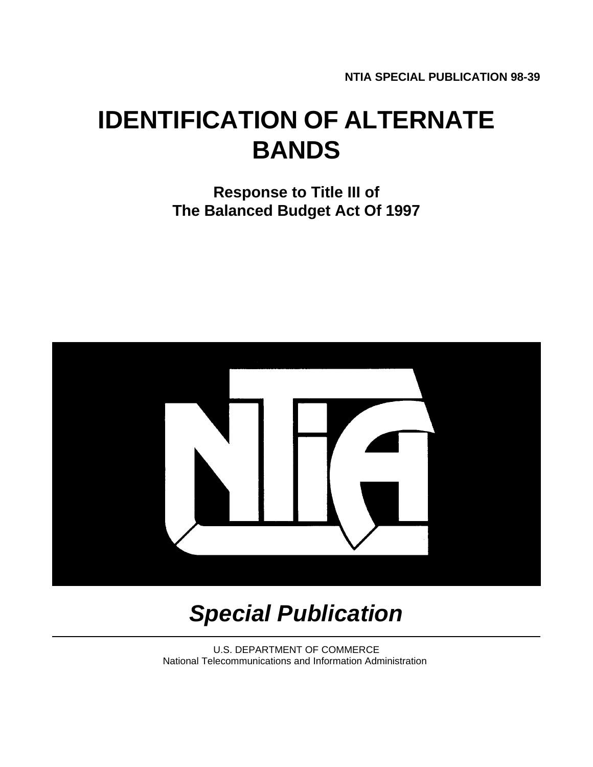**NTIA SPECIAL PUBLICATION 98-39**

# IDENTIFICATION OF ALTERNATE BANDS

## Response to Title III of The Balanced Budget Act Of 1997

## *Special Publication*

U.S. DEPARTMENT OF COMMERCE
National Telecommunications and Information Administration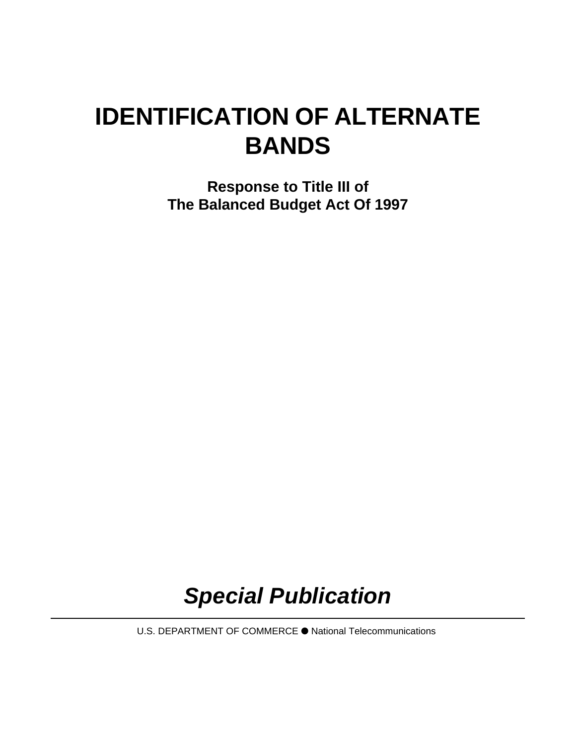# IDENTIFICATION OF ALTERNATE BANDS

**Response to Title III of**
**The Balanced Budget Act Of 1997**

***Special Publication***

---

U.S. DEPARTMENT OF COMMERCE ● National Telecommunications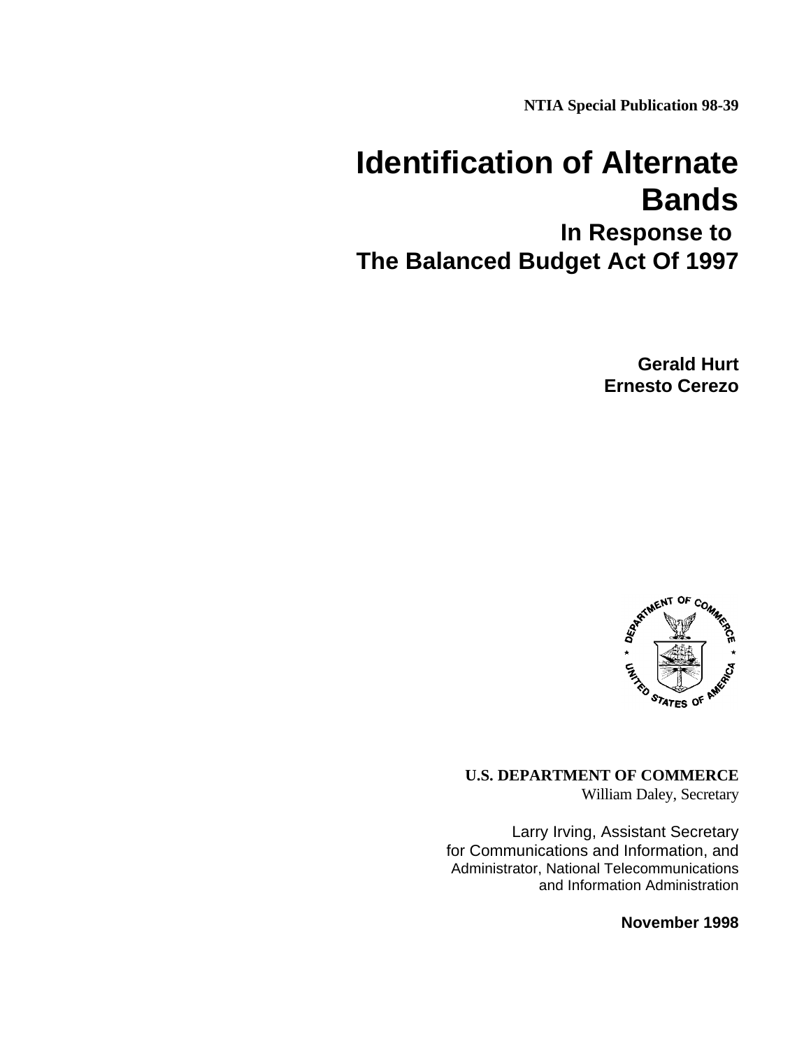**NTIA Special Publication 98-39**

# Identification of Alternate Bands

## In Response to The Balanced Budget Act Of 1997

**Gerald Hurt**
**Ernesto Cerezo**

**U.S. DEPARTMENT OF COMMERCE**
William Daley, Secretary

Larry Irving, Assistant Secretary
for Communications and Information, and
Administrator, National Telecommunications
and Information Administration

**November 1998**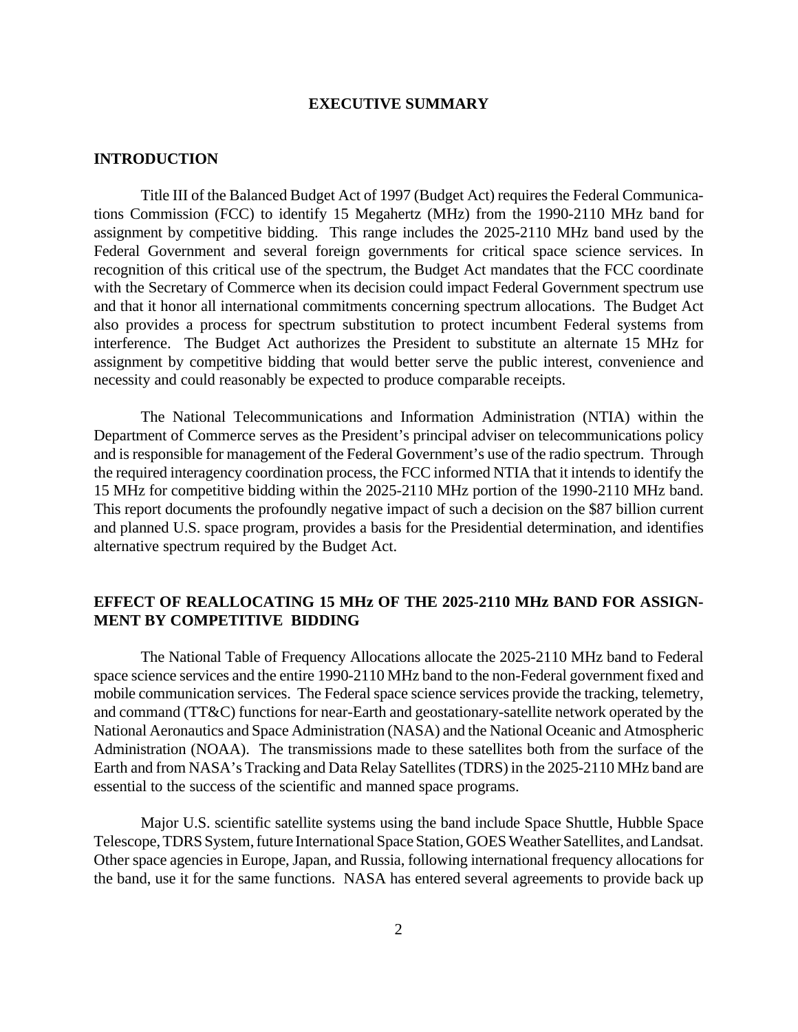## EXECUTIVE SUMMARY

### INTRODUCTION

Title III of the Balanced Budget Act of 1997 (Budget Act) requires the Federal Communications Commission (FCC) to identify 15 Megahertz (MHz) from the 1990-2110 MHz band for assignment by competitive bidding. This range includes the 2025-2110 MHz band used by the Federal Government and several foreign governments for critical space science services. In recognition of this critical use of the spectrum, the Budget Act mandates that the FCC coordinate with the Secretary of Commerce when its decision could impact Federal Government spectrum use and that it honor all international commitments concerning spectrum allocations. The Budget Act also provides a process for spectrum substitution to protect incumbent Federal systems from interference. The Budget Act authorizes the President to substitute an alternate 15 MHz for assignment by competitive bidding that would better serve the public interest, convenience and necessity and could reasonably be expected to produce comparable receipts.

The National Telecommunications and Information Administration (NTIA) within the Department of Commerce serves as the President's principal adviser on telecommunications policy and is responsible for management of the Federal Government's use of the radio spectrum. Through the required interagency coordination process, the FCC informed NTIA that it intends to identify the 15 MHz for competitive bidding within the 2025-2110 MHz portion of the 1990-2110 MHz band. This report documents the profoundly negative impact of such a decision on the $87 billion current and planned U.S. space program, provides a basis for the Presidential determination, and identifies alternative spectrum required by the Budget Act.

### EFFECT OF REALLOCATING 15 MHz OF THE 2025-2110 MHz BAND FOR ASSIGNMENT BY COMPETITIVE BIDDING

The National Table of Frequency Allocations allocate the 2025-2110 MHz band to Federal space science services and the entire 1990-2110 MHz band to the non-Federal government fixed and mobile communication services. The Federal space science services provide the tracking, telemetry, and command (TT&C) functions for near-Earth and geostationary-satellite network operated by the National Aeronautics and Space Administration (NASA) and the National Oceanic and Atmospheric Administration (NOAA). The transmissions made to these satellites both from the surface of the Earth and from NASA's Tracking and Data Relay Satellites (TDRS) in the 2025-2110 MHz band are essential to the success of the scientific and manned space programs.

Major U.S. scientific satellite systems using the band include Space Shuttle, Hubble Space Telescope, TDRS System, future International Space Station, GOES Weather Satellites, and Landsat. Other space agencies in Europe, Japan, and Russia, following international frequency allocations for the band, use it for the same functions. NASA has entered several agreements to provide back up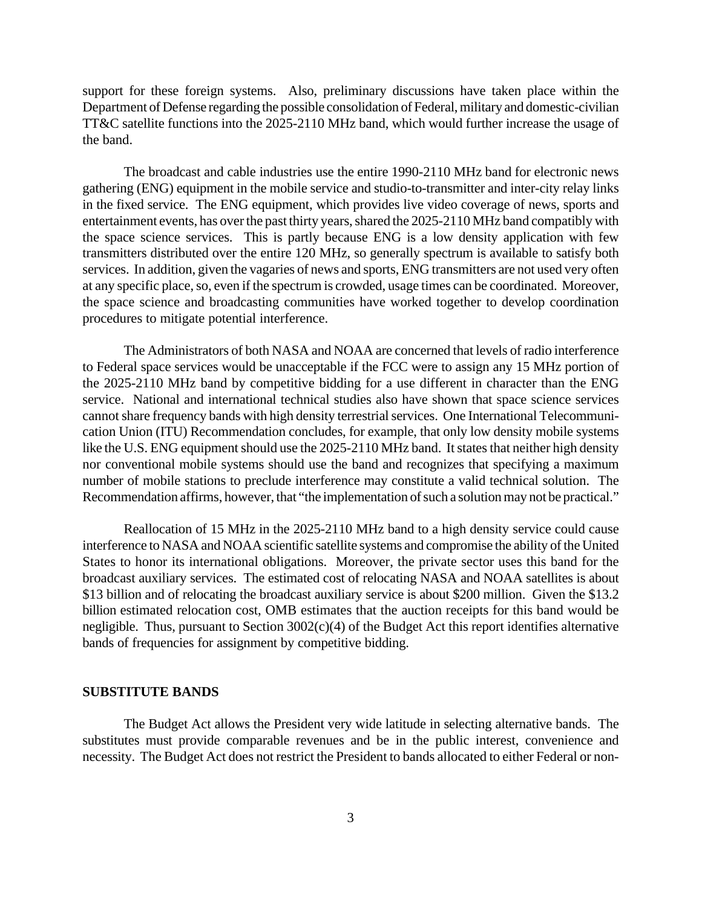support for these foreign systems. Also, preliminary discussions have taken place within the Department of Defense regarding the possible consolidation of Federal, military and domestic-civilian TT&C satellite functions into the 2025-2110 MHz band, which would further increase the usage of the band.

The broadcast and cable industries use the entire 1990-2110 MHz band for electronic news gathering (ENG) equipment in the mobile service and studio-to-transmitter and inter-city relay links in the fixed service. The ENG equipment, which provides live video coverage of news, sports and entertainment events, has over the past thirty years, shared the 2025-2110 MHz band compatibly with the space science services. This is partly because ENG is a low density application with few transmitters distributed over the entire 120 MHz, so generally spectrum is available to satisfy both services. In addition, given the vagaries of news and sports, ENG transmitters are not used very often at any specific place, so, even if the spectrum is crowded, usage times can be coordinated. Moreover, the space science and broadcasting communities have worked together to develop coordination procedures to mitigate potential interference.

The Administrators of both NASA and NOAA are concerned that levels of radio interference to Federal space services would be unacceptable if the FCC were to assign any 15 MHz portion of the 2025-2110 MHz band by competitive bidding for a use different in character than the ENG service. National and international technical studies also have shown that space science services cannot share frequency bands with high density terrestrial services. One International Telecommunication Union (ITU) Recommendation concludes, for example, that only low density mobile systems like the U.S. ENG equipment should use the 2025-2110 MHz band. It states that neither high density nor conventional mobile systems should use the band and recognizes that specifying a maximum number of mobile stations to preclude interference may constitute a valid technical solution. The Recommendation affirms, however, that "the implementation of such a solution may not be practical."

Reallocation of 15 MHz in the 2025-2110 MHz band to a high density service could cause interference to NASA and NOAA scientific satellite systems and compromise the ability of the United States to honor its international obligations. Moreover, the private sector uses this band for the broadcast auxiliary services. The estimated cost of relocating NASA and NOAA satellites is about $13 billion and of relocating the broadcast auxiliary service is about $200 million. Given the $13.2 billion estimated relocation cost, OMB estimates that the auction receipts for this band would be negligible. Thus, pursuant to Section 3002(c)(4) of the Budget Act this report identifies alternative bands of frequencies for assignment by competitive bidding.

## SUBSTITUTE BANDS

The Budget Act allows the President very wide latitude in selecting alternative bands. The substitutes must provide comparable revenues and be in the public interest, convenience and necessity. The Budget Act does not restrict the President to bands allocated to either Federal or non-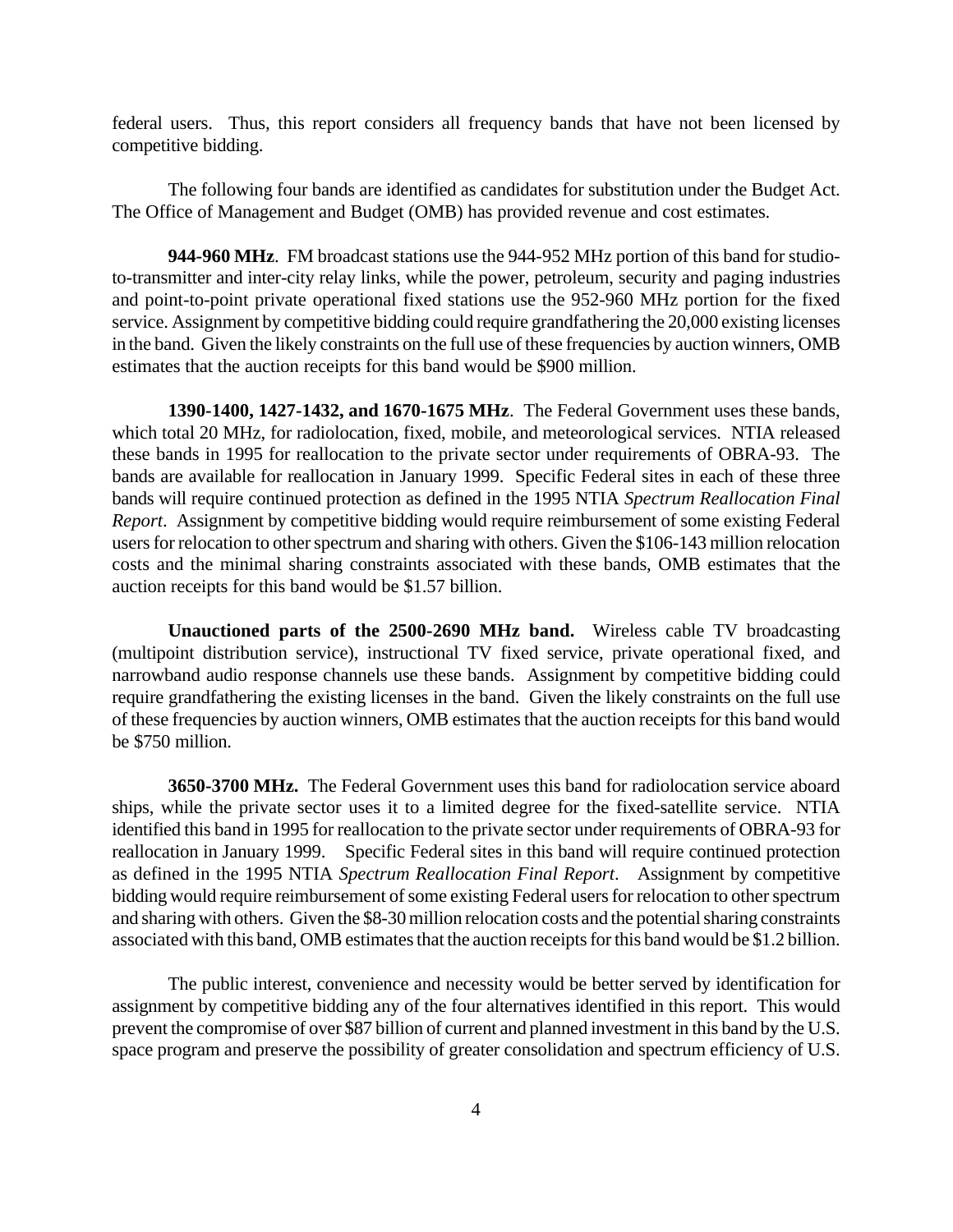federal users. Thus, this report considers all frequency bands that have not been licensed by competitive bidding.

The following four bands are identified as candidates for substitution under the Budget Act. The Office of Management and Budget (OMB) has provided revenue and cost estimates.

**944-960 MHz**. FM broadcast stations use the 944-952 MHz portion of this band for studio-to-transmitter and inter-city relay links, while the power, petroleum, security and paging industries and point-to-point private operational fixed stations use the 952-960 MHz portion for the fixed service. Assignment by competitive bidding could require grandfathering the 20,000 existing licenses in the band. Given the likely constraints on the full use of these frequencies by auction winners, OMB estimates that the auction receipts for this band would be $900 million.

**1390-1400, 1427-1432, and 1670-1675 MHz**. The Federal Government uses these bands, which total 20 MHz, for radiolocation, fixed, mobile, and meteorological services. NTIA released these bands in 1995 for reallocation to the private sector under requirements of OBRA-93. The bands are available for reallocation in January 1999. Specific Federal sites in each of these three bands will require continued protection as defined in the 1995 NTIA *Spectrum Reallocation Final Report*. Assignment by competitive bidding would require reimbursement of some existing Federal users for relocation to other spectrum and sharing with others. Given the $106-143 million relocation costs and the minimal sharing constraints associated with these bands, OMB estimates that the auction receipts for this band would be $1.57 billion.

**Unauctioned parts of the 2500-2690 MHz band.** Wireless cable TV broadcasting (multipoint distribution service), instructional TV fixed service, private operational fixed, and narrowband audio response channels use these bands. Assignment by competitive bidding could require grandfathering the existing licenses in the band. Given the likely constraints on the full use of these frequencies by auction winners, OMB estimates that the auction receipts for this band would be $750 million.

**3650-3700 MHz.** The Federal Government uses this band for radiolocation service aboard ships, while the private sector uses it to a limited degree for the fixed-satellite service. NTIA identified this band in 1995 for reallocation to the private sector under requirements of OBRA-93 for reallocation in January 1999. Specific Federal sites in this band will require continued protection as defined in the 1995 NTIA *Spectrum Reallocation Final Report*. Assignment by competitive bidding would require reimbursement of some existing Federal users for relocation to other spectrum and sharing with others. Given the $8-30 million relocation costs and the potential sharing constraints associated with this band, OMB estimates that the auction receipts for this band would be $1.2 billion.

The public interest, convenience and necessity would be better served by identification for assignment by competitive bidding any of the four alternatives identified in this report. This would prevent the compromise of over $87 billion of current and planned investment in this band by the U.S. space program and preserve the possibility of greater consolidation and spectrum efficiency of U.S.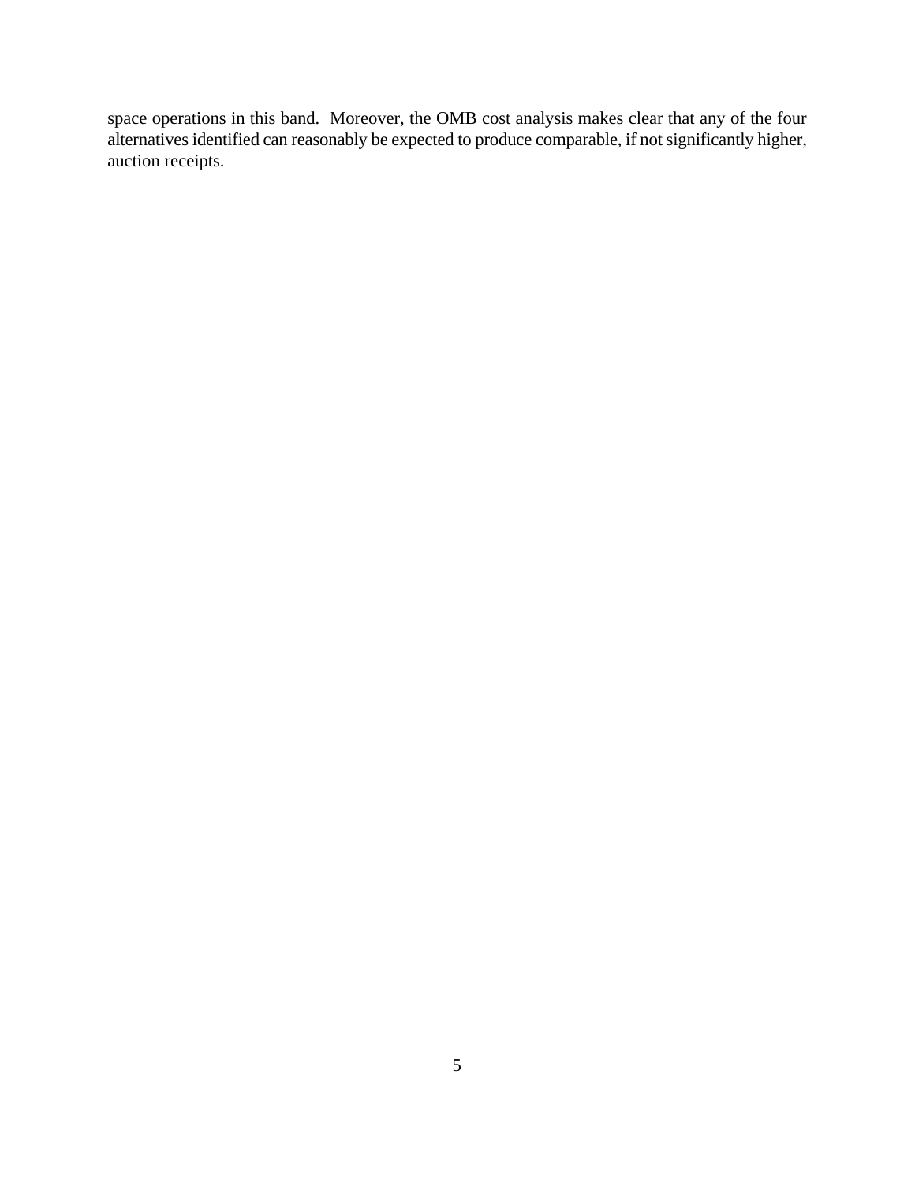space operations in this band. Moreover, the OMB cost analysis makes clear that any of the four alternatives identified can reasonably be expected to produce comparable, if not significantly higher, auction receipts.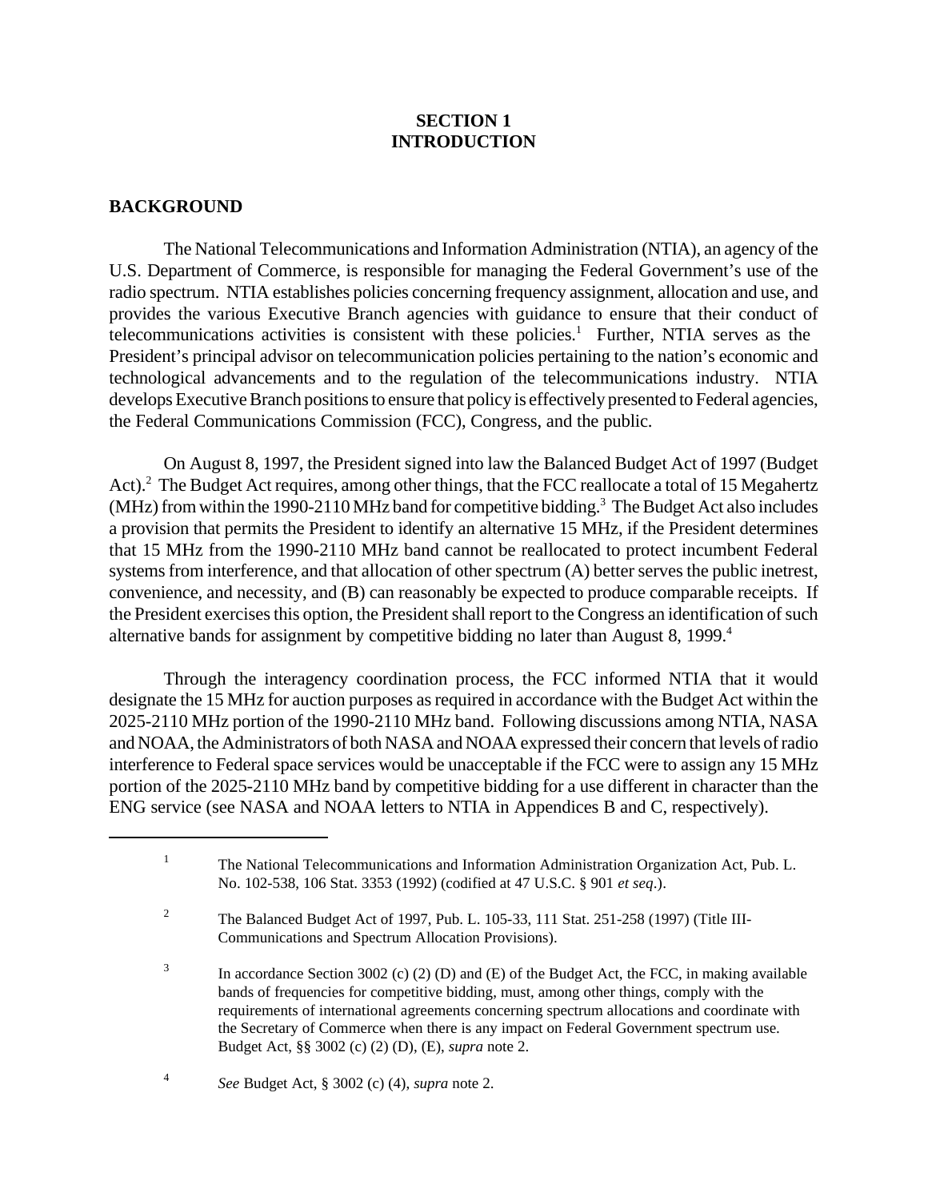# SECTION 1
# INTRODUCTION

## BACKGROUND

The National Telecommunications and Information Administration (NTIA), an agency of the U.S. Department of Commerce, is responsible for managing the Federal Government's use of the radio spectrum. NTIA establishes policies concerning frequency assignment, allocation and use, and provides the various Executive Branch agencies with guidance to ensure that their conduct of telecommunications activities is consistent with these policies.[1] Further, NTIA serves as the President's principal advisor on telecommunication policies pertaining to the nation's economic and technological advancements and to the regulation of the telecommunications industry. NTIA develops Executive Branch positions to ensure that policy is effectively presented to Federal agencies, the Federal Communications Commission (FCC), Congress, and the public.

On August 8, 1997, the President signed into law the Balanced Budget Act of 1997 (Budget Act).[2] The Budget Act requires, among other things, that the FCC reallocate a total of 15 Megahertz (MHz) from within the 1990-2110 MHz band for competitive bidding.[3] The Budget Act also includes a provision that permits the President to identify an alternative 15 MHz, if the President determines that 15 MHz from the 1990-2110 MHz band cannot be reallocated to protect incumbent Federal systems from interference, and that allocation of other spectrum (A) better serves the public inetrest, convenience, and necessity, and (B) can reasonably be expected to produce comparable receipts. If the President exercises this option, the President shall report to the Congress an identification of such alternative bands for assignment by competitive bidding no later than August 8, 1999.[4]

Through the interagency coordination process, the FCC informed NTIA that it would designate the 15 MHz for auction purposes as required in accordance with the Budget Act within the 2025-2110 MHz portion of the 1990-2110 MHz band. Following discussions among NTIA, NASA and NOAA, the Administrators of both NASA and NOAA expressed their concern that levels of radio interference to Federal space services would be unacceptable if the FCC were to assign any 15 MHz portion of the 2025-2110 MHz band by competitive bidding for a use different in character than the ENG service (see NASA and NOAA letters to NTIA in Appendices B and C, respectively).

---

[1] The National Telecommunications and Information Administration Organization Act, Pub. L. No. 102-538, 106 Stat. 3353 (1992) (codified at 47 U.S.C. § 901 *et seq*.).

[2] The Balanced Budget Act of 1997, Pub. L. 105-33, 111 Stat. 251-258 (1997) (Title III-Communications and Spectrum Allocation Provisions).

[3] In accordance Section 3002 (c) (2) (D) and (E) of the Budget Act, the FCC, in making available bands of frequencies for competitive bidding, must, among other things, comply with the requirements of international agreements concerning spectrum allocations and coordinate with the Secretary of Commerce when there is any impact on Federal Government spectrum use. Budget Act, §§ 3002 (c) (2) (D), (E), *supra* note 2.

[4] *See* Budget Act, § 3002 (c) (4), *supra* note 2.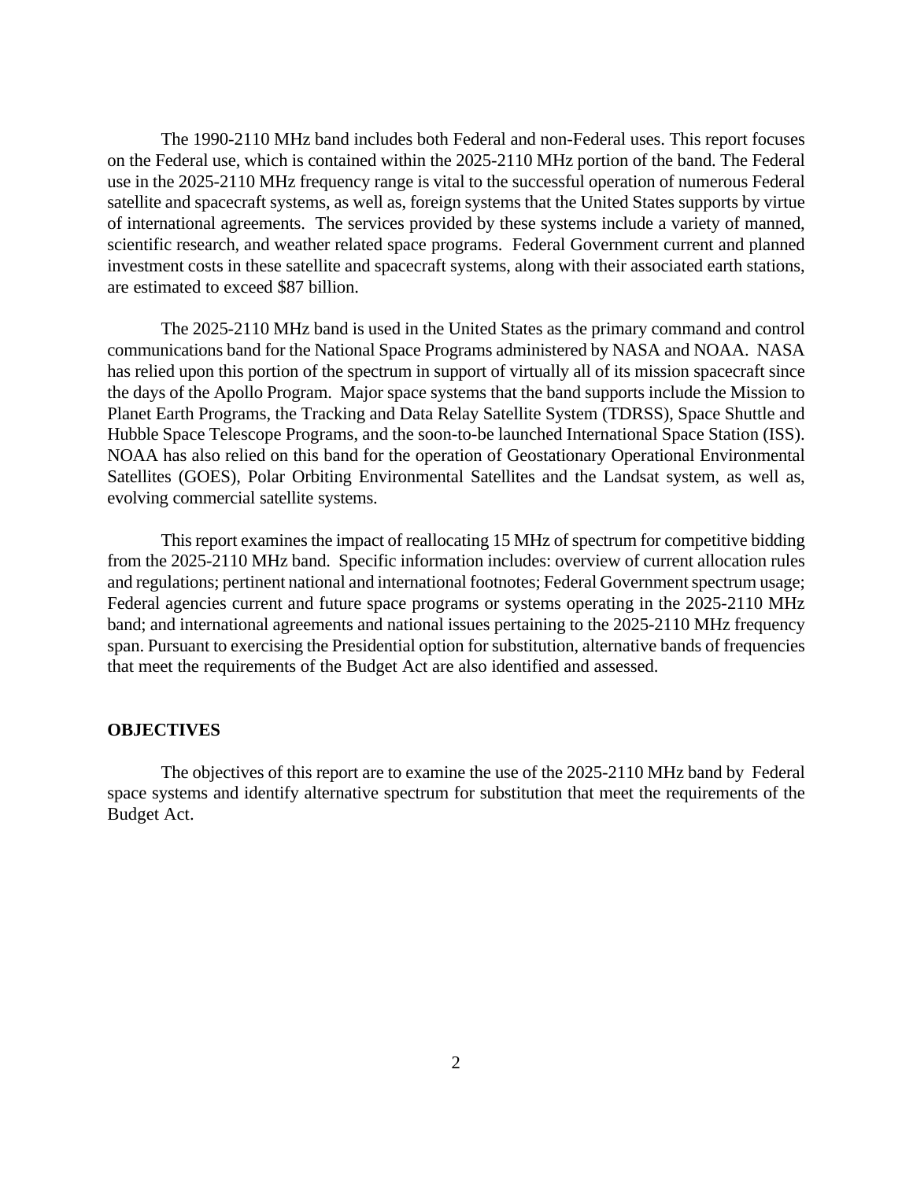The 1990-2110 MHz band includes both Federal and non-Federal uses. This report focuses on the Federal use, which is contained within the 2025-2110 MHz portion of the band. The Federal use in the 2025-2110 MHz frequency range is vital to the successful operation of numerous Federal satellite and spacecraft systems, as well as, foreign systems that the United States supports by virtue of international agreements. The services provided by these systems include a variety of manned, scientific research, and weather related space programs. Federal Government current and planned investment costs in these satellite and spacecraft systems, along with their associated earth stations, are estimated to exceed $87 billion.

The 2025-2110 MHz band is used in the United States as the primary command and control communications band for the National Space Programs administered by NASA and NOAA. NASA has relied upon this portion of the spectrum in support of virtually all of its mission spacecraft since the days of the Apollo Program. Major space systems that the band supports include the Mission to Planet Earth Programs, the Tracking and Data Relay Satellite System (TDRSS), Space Shuttle and Hubble Space Telescope Programs, and the soon-to-be launched International Space Station (ISS). NOAA has also relied on this band for the operation of Geostationary Operational Environmental Satellites (GOES), Polar Orbiting Environmental Satellites and the Landsat system, as well as, evolving commercial satellite systems.

This report examines the impact of reallocating 15 MHz of spectrum for competitive bidding from the 2025-2110 MHz band. Specific information includes: overview of current allocation rules and regulations; pertinent national and international footnotes; Federal Government spectrum usage; Federal agencies current and future space programs or systems operating in the 2025-2110 MHz band; and international agreements and national issues pertaining to the 2025-2110 MHz frequency span. Pursuant to exercising the Presidential option for substitution, alternative bands of frequencies that meet the requirements of the Budget Act are also identified and assessed.

## OBJECTIVES

The objectives of this report are to examine the use of the 2025-2110 MHz band by Federal space systems and identify alternative spectrum for substitution that meet the requirements of the Budget Act.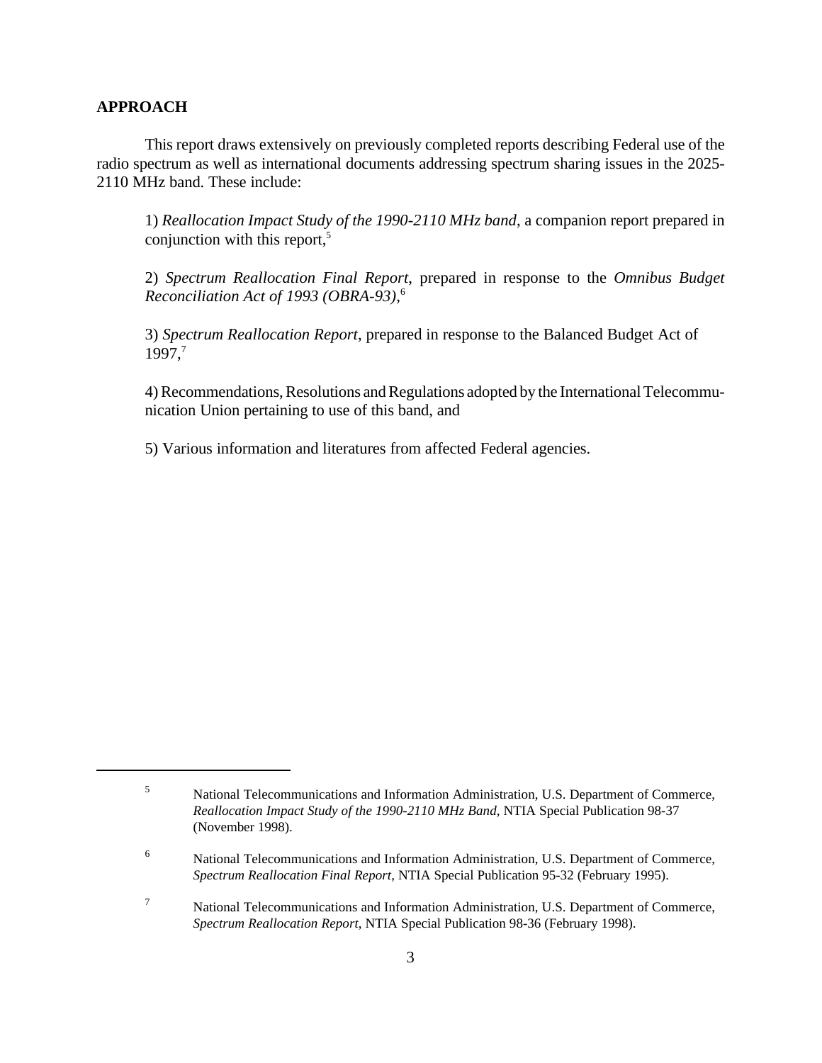## APPROACH

This report draws extensively on previously completed reports describing Federal use of the radio spectrum as well as international documents addressing spectrum sharing issues in the 2025-2110 MHz band. These include:

1) *Reallocation Impact Study of the 1990-2110 MHz band*, a companion report prepared in conjunction with this report,[5]

2) *Spectrum Reallocation Final Report*, prepared in response to the *Omnibus Budget Reconciliation Act of 1993 (OBRA-93)*,[6]

3) *Spectrum Reallocation Report*, prepared in response to the Balanced Budget Act of 1997,[7]

4) Recommendations, Resolutions and Regulations adopted by the International Telecommunication Union pertaining to use of this band, and

5) Various information and literatures from affected Federal agencies.

---

[5] National Telecommunications and Information Administration, U.S. Department of Commerce, *Reallocation Impact Study of the 1990-2110 MHz Band*, NTIA Special Publication 98-37 (November 1998).

[6] National Telecommunications and Information Administration, U.S. Department of Commerce, *Spectrum Reallocation Final Report*, NTIA Special Publication 95-32 (February 1995).

[7] National Telecommunications and Information Administration, U.S. Department of Commerce, *Spectrum Reallocation Report*, NTIA Special Publication 98-36 (February 1998).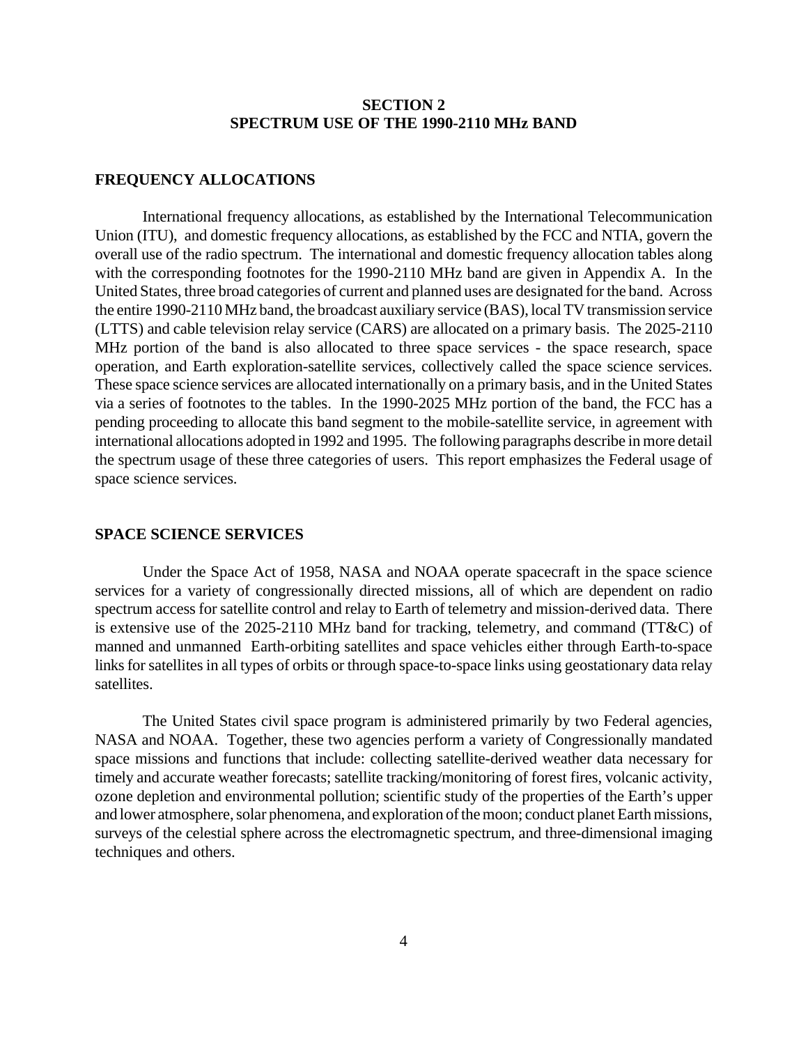# SECTION 2
# SPECTRUM USE OF THE 1990-2110 MHz BAND

## FREQUENCY ALLOCATIONS

International frequency allocations, as established by the International Telecommunication Union (ITU), and domestic frequency allocations, as established by the FCC and NTIA, govern the overall use of the radio spectrum. The international and domestic frequency allocation tables along with the corresponding footnotes for the 1990-2110 MHz band are given in Appendix A. In the United States, three broad categories of current and planned uses are designated for the band. Across the entire 1990-2110 MHz band, the broadcast auxiliary service (BAS), local TV transmission service (LTTS) and cable television relay service (CARS) are allocated on a primary basis. The 2025-2110 MHz portion of the band is also allocated to three space services - the space research, space operation, and Earth exploration-satellite services, collectively called the space science services. These space science services are allocated internationally on a primary basis, and in the United States via a series of footnotes to the tables. In the 1990-2025 MHz portion of the band, the FCC has a pending proceeding to allocate this band segment to the mobile-satellite service, in agreement with international allocations adopted in 1992 and 1995. The following paragraphs describe in more detail the spectrum usage of these three categories of users. This report emphasizes the Federal usage of space science services.

## SPACE SCIENCE SERVICES

Under the Space Act of 1958, NASA and NOAA operate spacecraft in the space science services for a variety of congressionally directed missions, all of which are dependent on radio spectrum access for satellite control and relay to Earth of telemetry and mission-derived data. There is extensive use of the 2025-2110 MHz band for tracking, telemetry, and command (TT&C) of manned and unmanned Earth-orbiting satellites and space vehicles either through Earth-to-space links for satellites in all types of orbits or through space-to-space links using geostationary data relay satellites.

The United States civil space program is administered primarily by two Federal agencies, NASA and NOAA. Together, these two agencies perform a variety of Congressionally mandated space missions and functions that include: collecting satellite-derived weather data necessary for timely and accurate weather forecasts; satellite tracking/monitoring of forest fires, volcanic activity, ozone depletion and environmental pollution; scientific study of the properties of the Earth's upper and lower atmosphere, solar phenomena, and exploration of the moon; conduct planet Earth missions, surveys of the celestial sphere across the electromagnetic spectrum, and three-dimensional imaging techniques and others.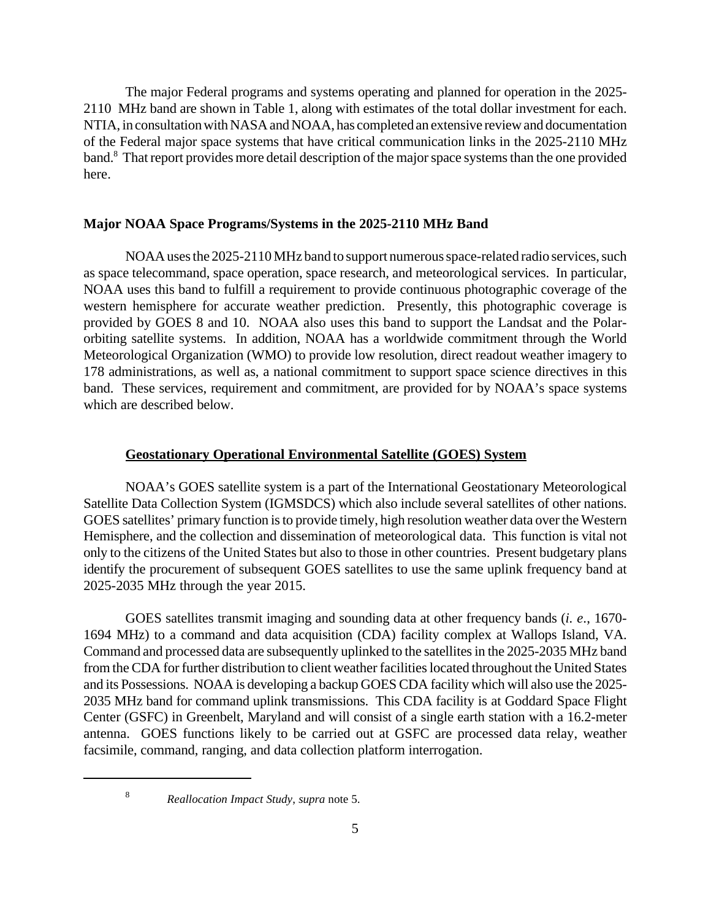The major Federal programs and systems operating and planned for operation in the 2025-2110 MHz band are shown in Table 1, along with estimates of the total dollar investment for each. NTIA, in consultation with NASA and NOAA, has completed an extensive review and documentation of the Federal major space systems that have critical communication links in the 2025-2110 MHz band.[8] That report provides more detail description of the major space systems than the one provided here.

## Major NOAA Space Programs/Systems in the 2025-2110 MHz Band

NOAA uses the 2025-2110 MHz band to support numerous space-related radio services, such as space telecommand, space operation, space research, and meteorological services. In particular, NOAA uses this band to fulfill a requirement to provide continuous photographic coverage of the western hemisphere for accurate weather prediction. Presently, this photographic coverage is provided by GOES 8 and 10. NOAA also uses this band to support the Landsat and the Polar-orbiting satellite systems. In addition, NOAA has a worldwide commitment through the World Meteorological Organization (WMO) to provide low resolution, direct readout weather imagery to 178 administrations, as well as, a national commitment to support space science directives in this band. These services, requirement and commitment, are provided for by NOAA's space systems which are described below.

### Geostationary Operational Environmental Satellite (GOES) System

NOAA's GOES satellite system is a part of the International Geostationary Meteorological Satellite Data Collection System (IGMSDCS) which also include several satellites of other nations. GOES satellites' primary function is to provide timely, high resolution weather data over the Western Hemisphere, and the collection and dissemination of meteorological data. This function is vital not only to the citizens of the United States but also to those in other countries. Present budgetary plans identify the procurement of subsequent GOES satellites to use the same uplink frequency band at 2025-2035 MHz through the year 2015.

GOES satellites transmit imaging and sounding data at other frequency bands (*i. e*., 1670-1694 MHz) to a command and data acquisition (CDA) facility complex at Wallops Island, VA. Command and processed data are subsequently uplinked to the satellites in the 2025-2035 MHz band from the CDA for further distribution to client weather facilities located throughout the United States and its Possessions. NOAA is developing a backup GOES CDA facility which will also use the 2025-2035 MHz band for command uplink transmissions. This CDA facility is at Goddard Space Flight Center (GSFC) in Greenbelt, Maryland and will consist of a single earth station with a 16.2-meter antenna. GOES functions likely to be carried out at GSFC are processed data relay, weather facsimile, command, ranging, and data collection platform interrogation.

---

[8] *Reallocation Impact Study*, *supra* note 5.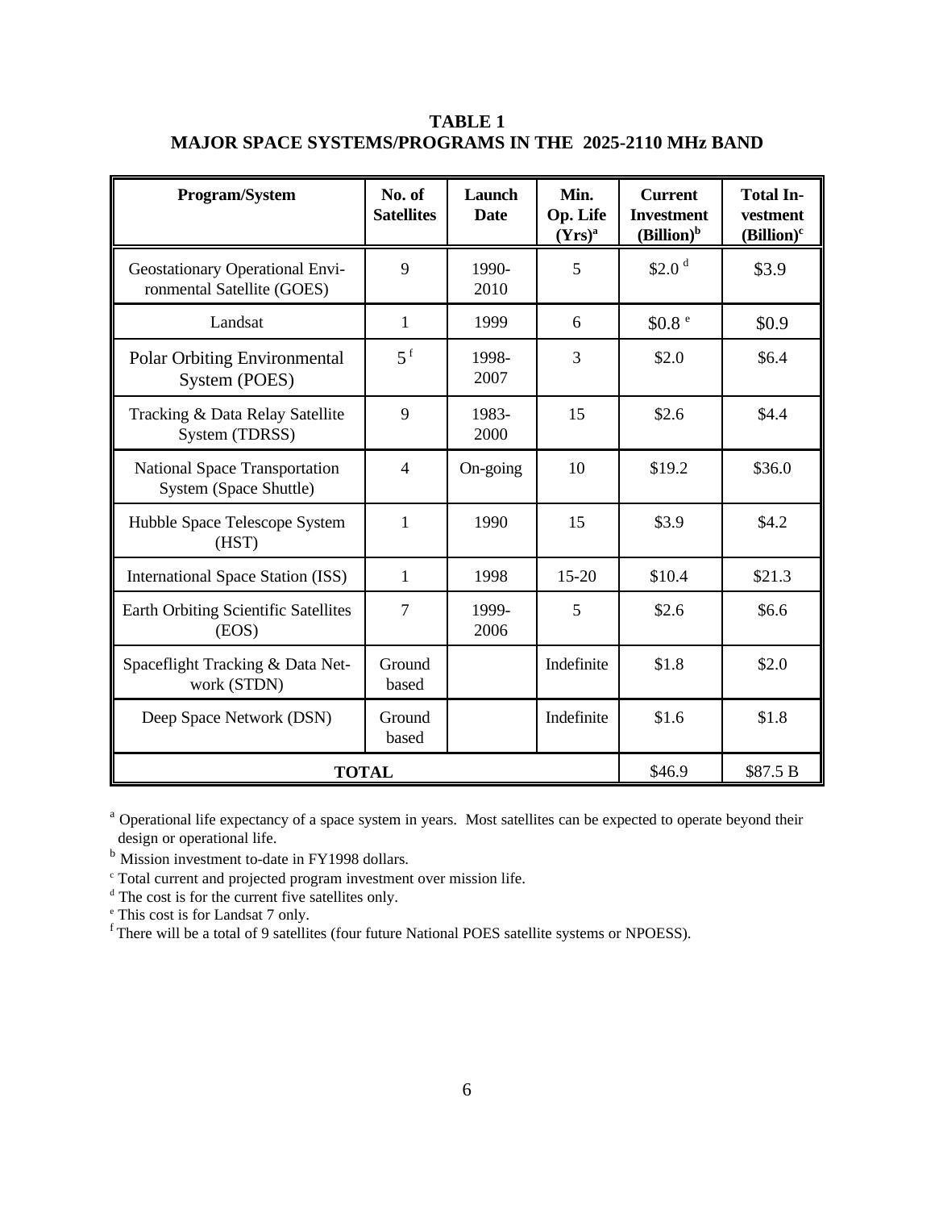## TABLE 1
## MAJOR SPACE SYSTEMS/PROGRAMS IN THE 2025-2110 MHz BAND

| Program/System | No. of Satellites | Launch Date | Min. Op. Life (Yrs)[a] | Current Investment (Billion)[b] | Total Investment (Billion)[c] |
|---|---|---|---|---|---|
| Geostationary Operational Environmental Satellite (GOES) | 9 | 1990-2010 | 5 | $2.0 [d] | $3.9 |
| Landsat | 1 | 1999 | 6 | $0.8 [e] | $0.9 |
| Polar Orbiting Environmental System (POES) | 5 [f] | 1998-2007 | 3 | $2.0 | $6.4 |
| Tracking & Data Relay Satellite System (TDRSS) | 9 | 1983-2000 | 15 | $2.6 | $4.4 |
| National Space Transportation System (Space Shuttle) | 4 | On-going | 10 | $19.2 | $36.0 |
| Hubble Space Telescope System (HST) | 1 | 1990 | 15 | $3.9 | $4.2 |
| International Space Station (ISS) | 1 | 1998 | 15-20 | $10.4 | $21.3 |
| Earth Orbiting Scientific Satellites (EOS) | 7 | 1999-2006 | 5 | $2.6 | $6.6 |
| Spaceflight Tracking & Data Network (STDN) | Ground based | | Indefinite | $1.8 | $2.0 |
| Deep Space Network (DSN) | Ground based | | Indefinite | $1.6 | $1.8 |
| **TOTAL** | | | | $46.9 | $87.5 B |

[a] Operational life expectancy of a space system in years. Most satellites can be expected to operate beyond their design or operational life.

[b] Mission investment to-date in FY1998 dollars.

[c] Total current and projected program investment over mission life.

[d] The cost is for the current five satellites only.

[e] This cost is for Landsat 7 only.

[f] There will be a total of 9 satellites (four future National POES satellite systems or NPOESS).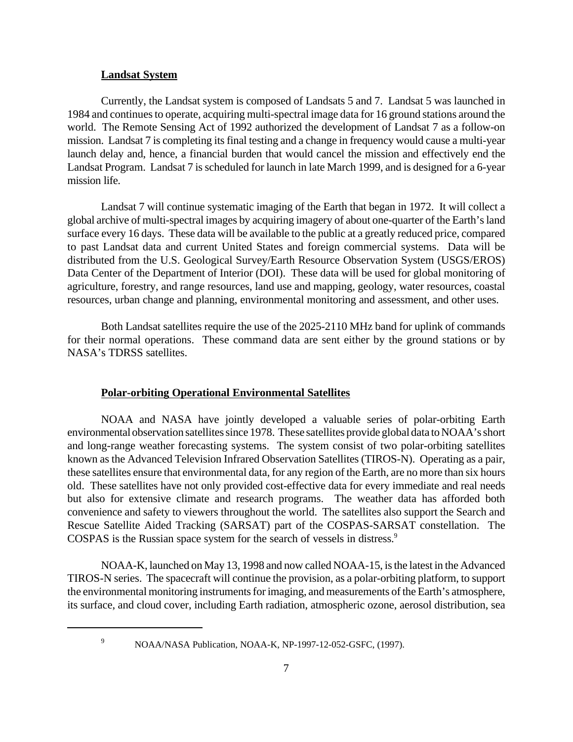**Landsat System**

Currently, the Landsat system is composed of Landsats 5 and 7. Landsat 5 was launched in 1984 and continues to operate, acquiring multi-spectral image data for 16 ground stations around the world. The Remote Sensing Act of 1992 authorized the development of Landsat 7 as a follow-on mission. Landsat 7 is completing its final testing and a change in frequency would cause a multi-year launch delay and, hence, a financial burden that would cancel the mission and effectively end the Landsat Program. Landsat 7 is scheduled for launch in late March 1999, and is designed for a 6-year mission life.

Landsat 7 will continue systematic imaging of the Earth that began in 1972. It will collect a global archive of multi-spectral images by acquiring imagery of about one-quarter of the Earth's land surface every 16 days. These data will be available to the public at a greatly reduced price, compared to past Landsat data and current United States and foreign commercial systems. Data will be distributed from the U.S. Geological Survey/Earth Resource Observation System (USGS/EROS) Data Center of the Department of Interior (DOI). These data will be used for global monitoring of agriculture, forestry, and range resources, land use and mapping, geology, water resources, coastal resources, urban change and planning, environmental monitoring and assessment, and other uses.

Both Landsat satellites require the use of the 2025-2110 MHz band for uplink of commands for their normal operations. These command data are sent either by the ground stations or by NASA's TDRSS satellites.

**Polar-orbiting Operational Environmental Satellites**

NOAA and NASA have jointly developed a valuable series of polar-orbiting Earth environmental observation satellites since 1978. These satellites provide global data to NOAA's short and long-range weather forecasting systems. The system consist of two polar-orbiting satellites known as the Advanced Television Infrared Observation Satellites (TIROS-N). Operating as a pair, these satellites ensure that environmental data, for any region of the Earth, are no more than six hours old. These satellites have not only provided cost-effective data for every immediate and real needs but also for extensive climate and research programs. The weather data has afforded both convenience and safety to viewers throughout the world. The satellites also support the Search and Rescue Satellite Aided Tracking (SARSAT) part of the COSPAS-SARSAT constellation. The COSPAS is the Russian space system for the search of vessels in distress.[9]

NOAA-K, launched on May 13, 1998 and now called NOAA-15, is the latest in the Advanced TIROS-N series. The spacecraft will continue the provision, as a polar-orbiting platform, to support the environmental monitoring instruments for imaging, and measurements of the Earth's atmosphere, its surface, and cloud cover, including Earth radiation, atmospheric ozone, aerosol distribution, sea

[9] NOAA/NASA Publication, NOAA-K, NP-1997-12-052-GSFC, (1997).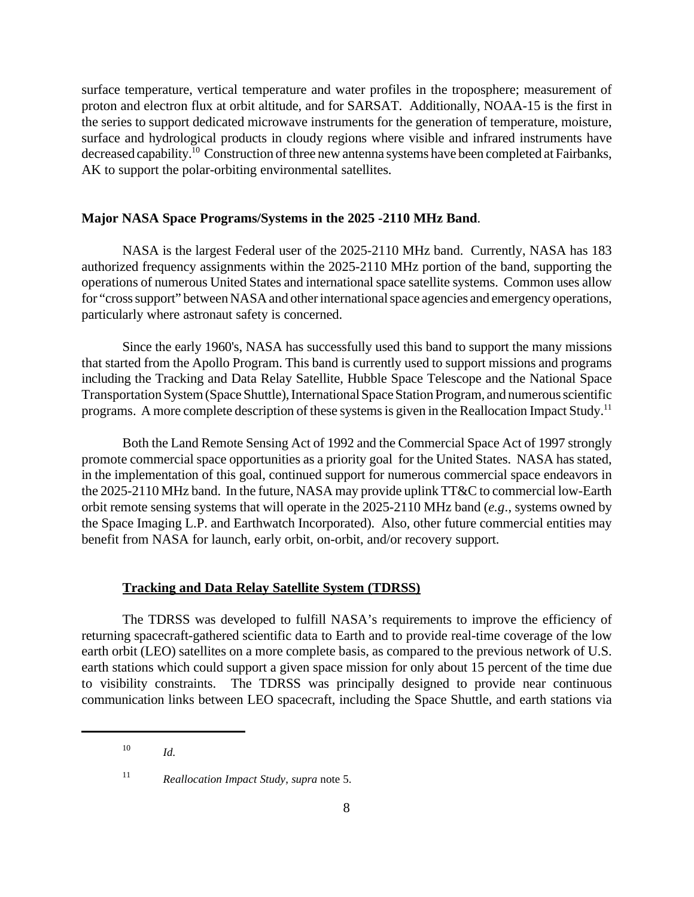surface temperature, vertical temperature and water profiles in the troposphere; measurement of proton and electron flux at orbit altitude, and for SARSAT. Additionally, NOAA-15 is the first in the series to support dedicated microwave instruments for the generation of temperature, moisture, surface and hydrological products in cloudy regions where visible and infrared instruments have decreased capability.[10] Construction of three new antenna systems have been completed at Fairbanks, AK to support the polar-orbiting environmental satellites.

**Major NASA Space Programs/Systems in the 2025 -2110 MHz Band**.

NASA is the largest Federal user of the 2025-2110 MHz band. Currently, NASA has 183 authorized frequency assignments within the 2025-2110 MHz portion of the band, supporting the operations of numerous United States and international space satellite systems. Common uses allow for "cross support" between NASA and other international space agencies and emergency operations, particularly where astronaut safety is concerned.

Since the early 1960's, NASA has successfully used this band to support the many missions that started from the Apollo Program. This band is currently used to support missions and programs including the Tracking and Data Relay Satellite, Hubble Space Telescope and the National Space Transportation System (Space Shuttle), International Space Station Program, and numerous scientific programs. A more complete description of these systems is given in the Reallocation Impact Study.[11]

Both the Land Remote Sensing Act of 1992 and the Commercial Space Act of 1997 strongly promote commercial space opportunities as a priority goal for the United States. NASA has stated, in the implementation of this goal, continued support for numerous commercial space endeavors in the 2025-2110 MHz band. In the future, NASA may provide uplink TT&C to commercial low-Earth orbit remote sensing systems that will operate in the 2025-2110 MHz band (*e.g*., systems owned by the Space Imaging L.P. and Earthwatch Incorporated). Also, other future commercial entities may benefit from NASA for launch, early orbit, on-orbit, and/or recovery support.

**<u>Tracking and Data Relay Satellite System (TDRSS)</u>**

The TDRSS was developed to fulfill NASA's requirements to improve the efficiency of returning spacecraft-gathered scientific data to Earth and to provide real-time coverage of the low earth orbit (LEO) satellites on a more complete basis, as compared to the previous network of U.S. earth stations which could support a given space mission for only about 15 percent of the time due to visibility constraints. The TDRSS was principally designed to provide near continuous communication links between LEO spacecraft, including the Space Shuttle, and earth stations via

---

[10] *Id.*

[11] *Reallocation Impact Study*, *supra* note 5.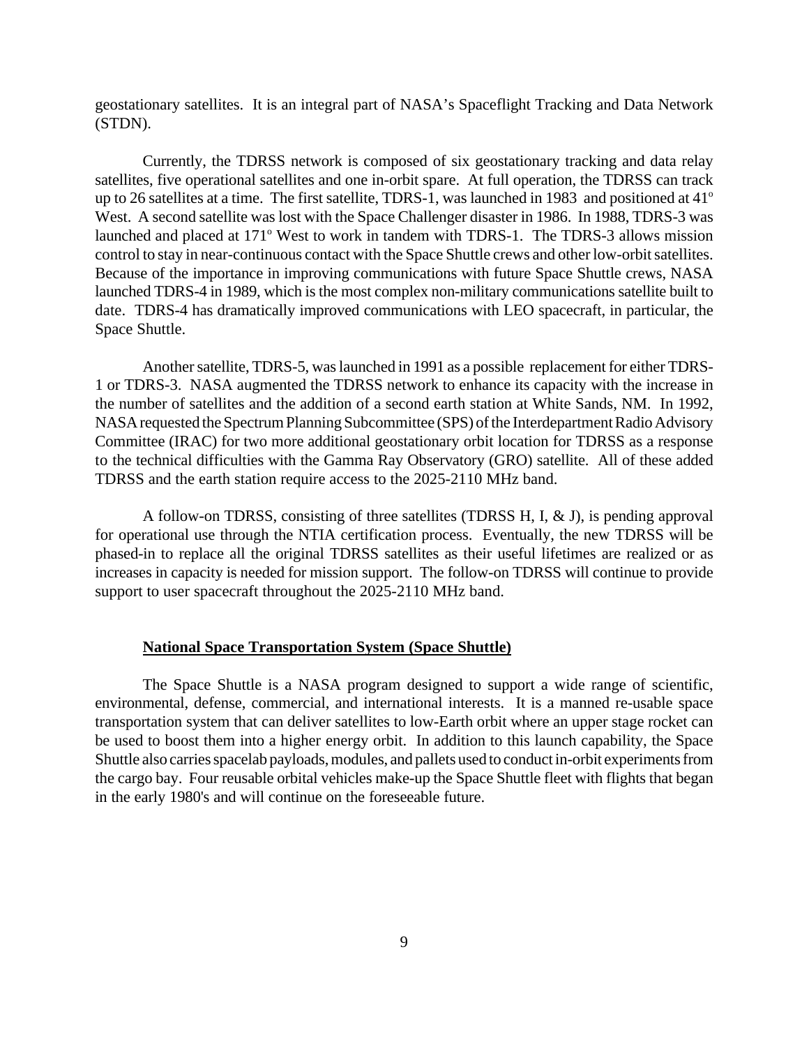geostationary satellites. It is an integral part of NASA's Spaceflight Tracking and Data Network (STDN).

Currently, the TDRSS network is composed of six geostationary tracking and data relay satellites, five operational satellites and one in-orbit spare. At full operation, the TDRSS can track up to 26 satellites at a time. The first satellite, TDRS-1, was launched in 1983 and positioned at 41º West. A second satellite was lost with the Space Challenger disaster in 1986. In 1988, TDRS-3 was launched and placed at 171º West to work in tandem with TDRS-1. The TDRS-3 allows mission control to stay in near-continuous contact with the Space Shuttle crews and other low-orbit satellites. Because of the importance in improving communications with future Space Shuttle crews, NASA launched TDRS-4 in 1989, which is the most complex non-military communications satellite built to date. TDRS-4 has dramatically improved communications with LEO spacecraft, in particular, the Space Shuttle.

Another satellite, TDRS-5, was launched in 1991 as a possible replacement for either TDRS-1 or TDRS-3. NASA augmented the TDRSS network to enhance its capacity with the increase in the number of satellites and the addition of a second earth station at White Sands, NM. In 1992, NASA requested the Spectrum Planning Subcommittee (SPS) of the Interdepartment Radio Advisory Committee (IRAC) for two more additional geostationary orbit location for TDRSS as a response to the technical difficulties with the Gamma Ray Observatory (GRO) satellite. All of these added TDRSS and the earth station require access to the 2025-2110 MHz band.

A follow-on TDRSS, consisting of three satellites (TDRSS H, I, & J), is pending approval for operational use through the NTIA certification process. Eventually, the new TDRSS will be phased-in to replace all the original TDRSS satellites as their useful lifetimes are realized or as increases in capacity is needed for mission support. The follow-on TDRSS will continue to provide support to user spacecraft throughout the 2025-2110 MHz band.

**National Space Transportation System (Space Shuttle)**

The Space Shuttle is a NASA program designed to support a wide range of scientific, environmental, defense, commercial, and international interests. It is a manned re-usable space transportation system that can deliver satellites to low-Earth orbit where an upper stage rocket can be used to boost them into a higher energy orbit. In addition to this launch capability, the Space Shuttle also carries spacelab payloads, modules, and pallets used to conduct in-orbit experiments from the cargo bay. Four reusable orbital vehicles make-up the Space Shuttle fleet with flights that began in the early 1980's and will continue on the foreseeable future.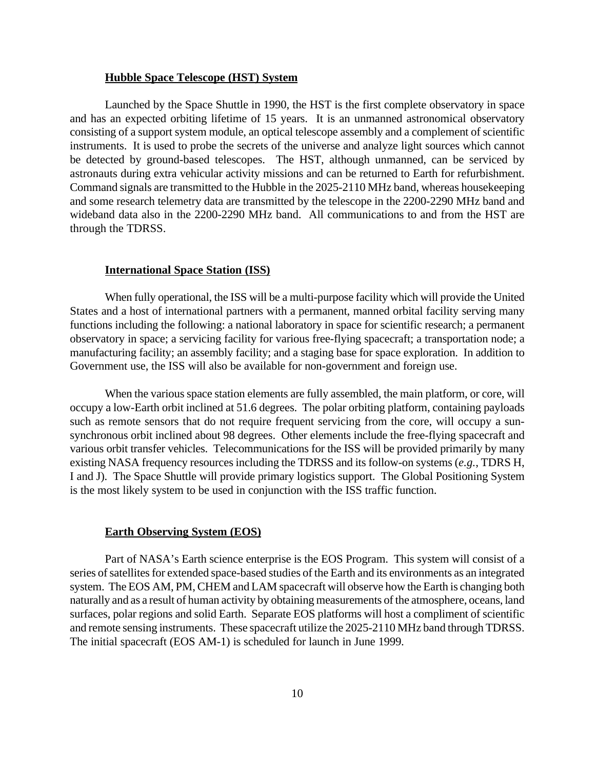### Hubble Space Telescope (HST) System

Launched by the Space Shuttle in 1990, the HST is the first complete observatory in space and has an expected orbiting lifetime of 15 years. It is an unmanned astronomical observatory consisting of a support system module, an optical telescope assembly and a complement of scientific instruments. It is used to probe the secrets of the universe and analyze light sources which cannot be detected by ground-based telescopes. The HST, although unmanned, can be serviced by astronauts during extra vehicular activity missions and can be returned to Earth for refurbishment. Command signals are transmitted to the Hubble in the 2025-2110 MHz band, whereas housekeeping and some research telemetry data are transmitted by the telescope in the 2200-2290 MHz band and wideband data also in the 2200-2290 MHz band. All communications to and from the HST are through the TDRSS.

### International Space Station (ISS)

When fully operational, the ISS will be a multi-purpose facility which will provide the United States and a host of international partners with a permanent, manned orbital facility serving many functions including the following: a national laboratory in space for scientific research; a permanent observatory in space; a servicing facility for various free-flying spacecraft; a transportation node; a manufacturing facility; an assembly facility; and a staging base for space exploration. In addition to Government use, the ISS will also be available for non-government and foreign use.

When the various space station elements are fully assembled, the main platform, or core, will occupy a low-Earth orbit inclined at 51.6 degrees. The polar orbiting platform, containing payloads such as remote sensors that do not require frequent servicing from the core, will occupy a sun-synchronous orbit inclined about 98 degrees. Other elements include the free-flying spacecraft and various orbit transfer vehicles. Telecommunications for the ISS will be provided primarily by many existing NASA frequency resources including the TDRSS and its follow-on systems (*e.g.*, TDRS H, I and J). The Space Shuttle will provide primary logistics support. The Global Positioning System is the most likely system to be used in conjunction with the ISS traffic function.

### Earth Observing System (EOS)

Part of NASA's Earth science enterprise is the EOS Program. This system will consist of a series of satellites for extended space-based studies of the Earth and its environments as an integrated system. The EOS AM, PM, CHEM and LAM spacecraft will observe how the Earth is changing both naturally and as a result of human activity by obtaining measurements of the atmosphere, oceans, land surfaces, polar regions and solid Earth. Separate EOS platforms will host a compliment of scientific and remote sensing instruments. These spacecraft utilize the 2025-2110 MHz band through TDRSS. The initial spacecraft (EOS AM-1) is scheduled for launch in June 1999.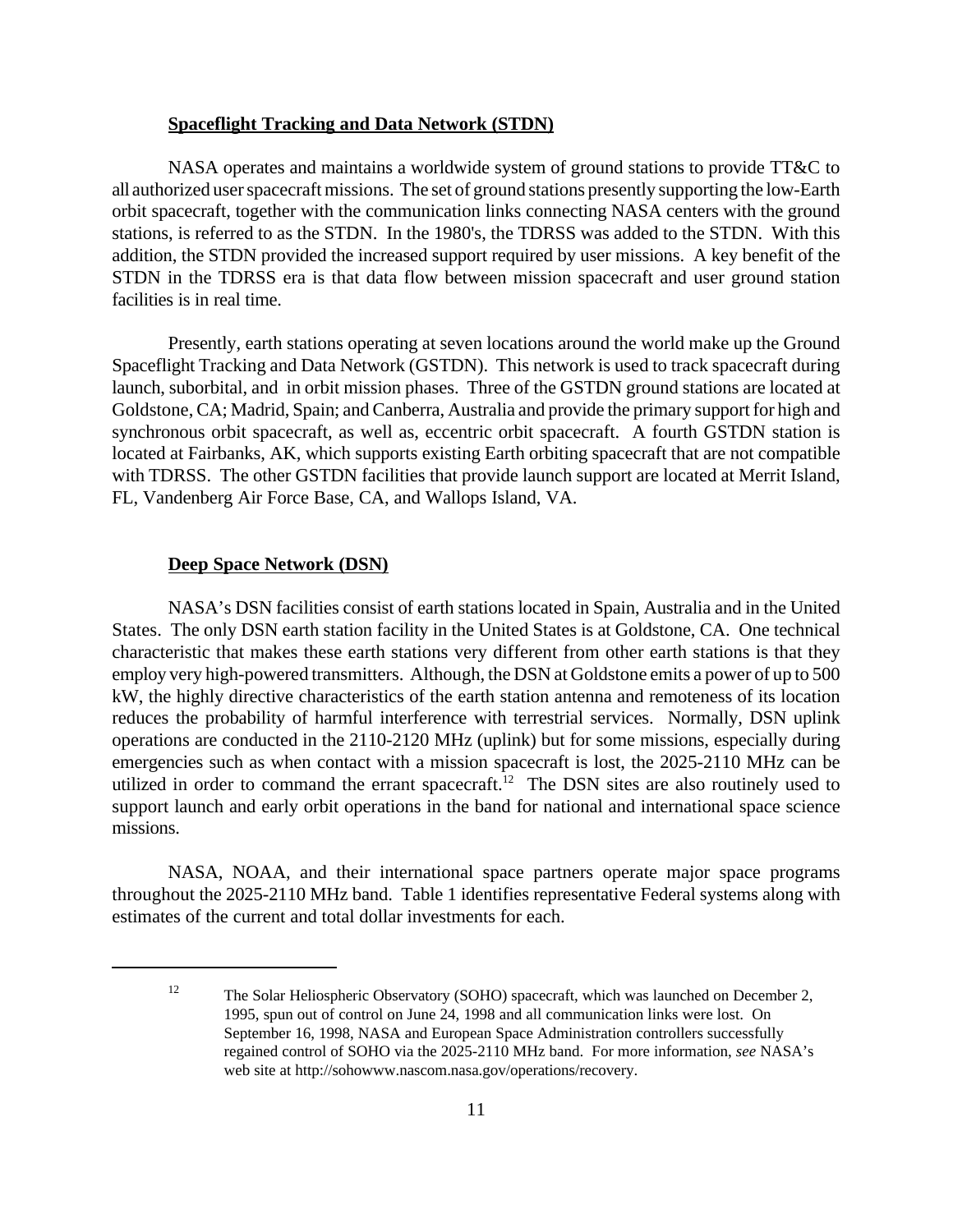**Spaceflight Tracking and Data Network (STDN)**

NASA operates and maintains a worldwide system of ground stations to provide TT&C to all authorized user spacecraft missions. The set of ground stations presently supporting the low-Earth orbit spacecraft, together with the communication links connecting NASA centers with the ground stations, is referred to as the STDN. In the 1980's, the TDRSS was added to the STDN. With this addition, the STDN provided the increased support required by user missions. A key benefit of the STDN in the TDRSS era is that data flow between mission spacecraft and user ground station facilities is in real time.

Presently, earth stations operating at seven locations around the world make up the Ground Spaceflight Tracking and Data Network (GSTDN). This network is used to track spacecraft during launch, suborbital, and in orbit mission phases. Three of the GSTDN ground stations are located at Goldstone, CA; Madrid, Spain; and Canberra, Australia and provide the primary support for high and synchronous orbit spacecraft, as well as, eccentric orbit spacecraft. A fourth GSTDN station is located at Fairbanks, AK, which supports existing Earth orbiting spacecraft that are not compatible with TDRSS. The other GSTDN facilities that provide launch support are located at Merrit Island, FL, Vandenberg Air Force Base, CA, and Wallops Island, VA.

**Deep Space Network (DSN)**

NASA's DSN facilities consist of earth stations located in Spain, Australia and in the United States. The only DSN earth station facility in the United States is at Goldstone, CA. One technical characteristic that makes these earth stations very different from other earth stations is that they employ very high-powered transmitters. Although, the DSN at Goldstone emits a power of up to 500 kW, the highly directive characteristics of the earth station antenna and remoteness of its location reduces the probability of harmful interference with terrestrial services. Normally, DSN uplink operations are conducted in the 2110-2120 MHz (uplink) but for some missions, especially during emergencies such as when contact with a mission spacecraft is lost, the 2025-2110 MHz can be utilized in order to command the errant spacecraft.[12] The DSN sites are also routinely used to support launch and early orbit operations in the band for national and international space science missions.

NASA, NOAA, and their international space partners operate major space programs throughout the 2025-2110 MHz band. Table 1 identifies representative Federal systems along with estimates of the current and total dollar investments for each.

---

[12] The Solar Heliospheric Observatory (SOHO) spacecraft, which was launched on December 2, 1995, spun out of control on June 24, 1998 and all communication links were lost. On September 16, 1998, NASA and European Space Administration controllers successfully regained control of SOHO via the 2025-2110 MHz band. For more information, *see* NASA's web site at http://sohowww.nascom.nasa.gov/operations/recovery.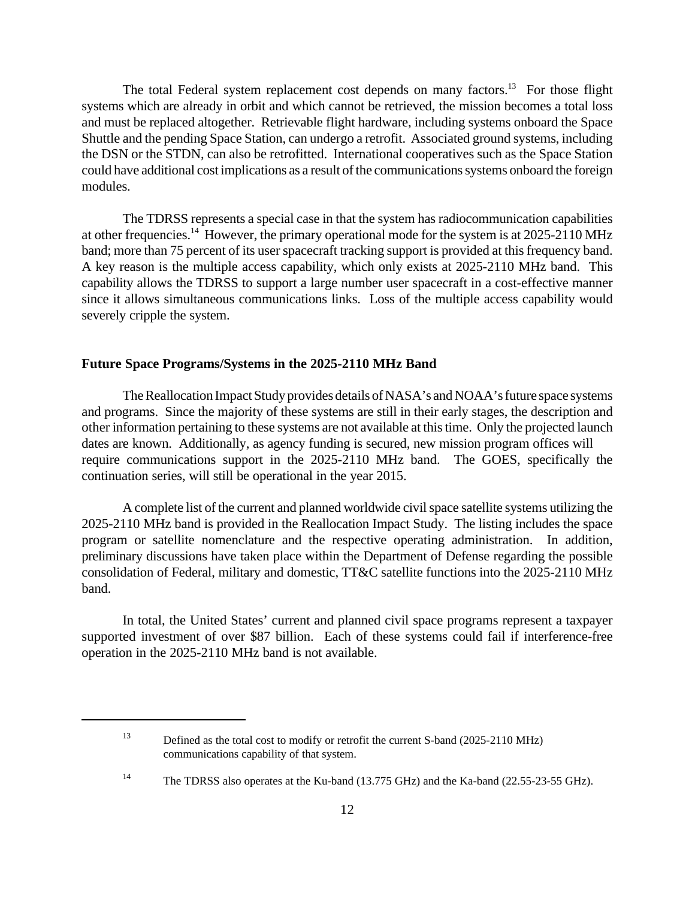The total Federal system replacement cost depends on many factors.[13] For those flight systems which are already in orbit and which cannot be retrieved, the mission becomes a total loss and must be replaced altogether. Retrievable flight hardware, including systems onboard the Space Shuttle and the pending Space Station, can undergo a retrofit. Associated ground systems, including the DSN or the STDN, can also be retrofitted. International cooperatives such as the Space Station could have additional cost implications as a result of the communications systems onboard the foreign modules.

The TDRSS represents a special case in that the system has radiocommunication capabilities at other frequencies.[14] However, the primary operational mode for the system is at 2025-2110 MHz band; more than 75 percent of its user spacecraft tracking support is provided at this frequency band. A key reason is the multiple access capability, which only exists at 2025-2110 MHz band. This capability allows the TDRSS to support a large number user spacecraft in a cost-effective manner since it allows simultaneous communications links. Loss of the multiple access capability would severely cripple the system.

**Future Space Programs/Systems in the 2025-2110 MHz Band**

The Reallocation Impact Study provides details of NASA's and NOAA's future space systems and programs. Since the majority of these systems are still in their early stages, the description and other information pertaining to these systems are not available at this time. Only the projected launch dates are known. Additionally, as agency funding is secured, new mission program offices will require communications support in the 2025-2110 MHz band. The GOES, specifically the continuation series, will still be operational in the year 2015.

A complete list of the current and planned worldwide civil space satellite systems utilizing the 2025-2110 MHz band is provided in the Reallocation Impact Study. The listing includes the space program or satellite nomenclature and the respective operating administration. In addition, preliminary discussions have taken place within the Department of Defense regarding the possible consolidation of Federal, military and domestic, TT&C satellite functions into the 2025-2110 MHz band.

In total, the United States' current and planned civil space programs represent a taxpayer supported investment of over $87 billion. Each of these systems could fail if interference-free operation in the 2025-2110 MHz band is not available.

---

[13] Defined as the total cost to modify or retrofit the current S-band (2025-2110 MHz) communications capability of that system.

[14] The TDRSS also operates at the Ku-band (13.775 GHz) and the Ka-band (22.55-23-55 GHz).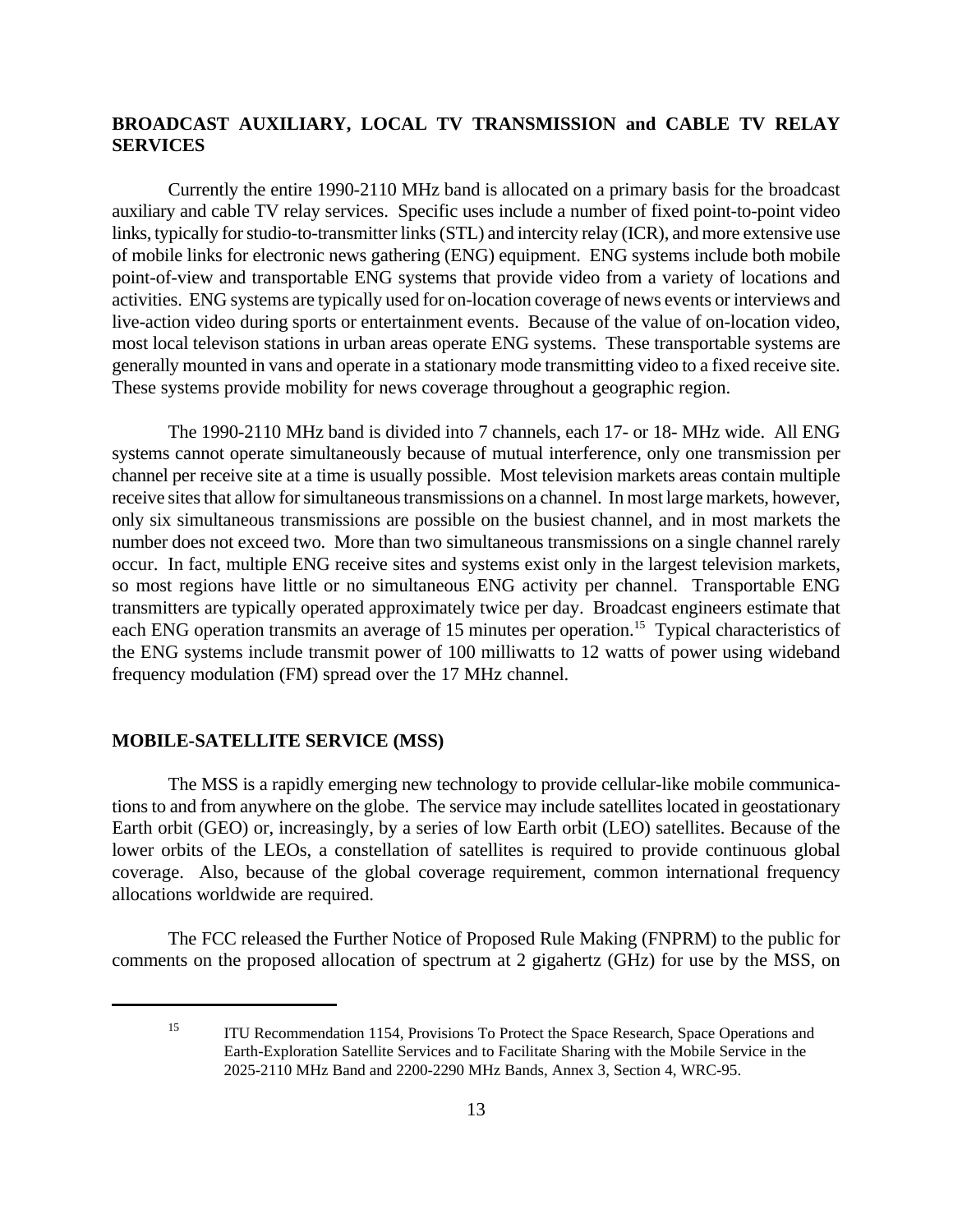## BROADCAST AUXILIARY, LOCAL TV TRANSMISSION and CABLE TV RELAY SERVICES

Currently the entire 1990-2110 MHz band is allocated on a primary basis for the broadcast auxiliary and cable TV relay services. Specific uses include a number of fixed point-to-point video links, typically for studio-to-transmitter links (STL) and intercity relay (ICR), and more extensive use of mobile links for electronic news gathering (ENG) equipment. ENG systems include both mobile point-of-view and transportable ENG systems that provide video from a variety of locations and activities. ENG systems are typically used for on-location coverage of news events or interviews and live-action video during sports or entertainment events. Because of the value of on-location video, most local televison stations in urban areas operate ENG systems. These transportable systems are generally mounted in vans and operate in a stationary mode transmitting video to a fixed receive site. These systems provide mobility for news coverage throughout a geographic region.

The 1990-2110 MHz band is divided into 7 channels, each 17- or 18- MHz wide. All ENG systems cannot operate simultaneously because of mutual interference, only one transmission per channel per receive site at a time is usually possible. Most television markets areas contain multiple receive sites that allow for simultaneous transmissions on a channel. In most large markets, however, only six simultaneous transmissions are possible on the busiest channel, and in most markets the number does not exceed two. More than two simultaneous transmissions on a single channel rarely occur. In fact, multiple ENG receive sites and systems exist only in the largest television markets, so most regions have little or no simultaneous ENG activity per channel. Transportable ENG transmitters are typically operated approximately twice per day. Broadcast engineers estimate that each ENG operation transmits an average of 15 minutes per operation.[15] Typical characteristics of the ENG systems include transmit power of 100 milliwatts to 12 watts of power using wideband frequency modulation (FM) spread over the 17 MHz channel.

## MOBILE-SATELLITE SERVICE (MSS)

The MSS is a rapidly emerging new technology to provide cellular-like mobile communications to and from anywhere on the globe. The service may include satellites located in geostationary Earth orbit (GEO) or, increasingly, by a series of low Earth orbit (LEO) satellites. Because of the lower orbits of the LEOs, a constellation of satellites is required to provide continuous global coverage. Also, because of the global coverage requirement, common international frequency allocations worldwide are required.

The FCC released the Further Notice of Proposed Rule Making (FNPRM) to the public for comments on the proposed allocation of spectrum at 2 gigahertz (GHz) for use by the MSS, on

---

[15] ITU Recommendation 1154, Provisions To Protect the Space Research, Space Operations and Earth-Exploration Satellite Services and to Facilitate Sharing with the Mobile Service in the 2025-2110 MHz Band and 2200-2290 MHz Bands, Annex 3, Section 4, WRC-95.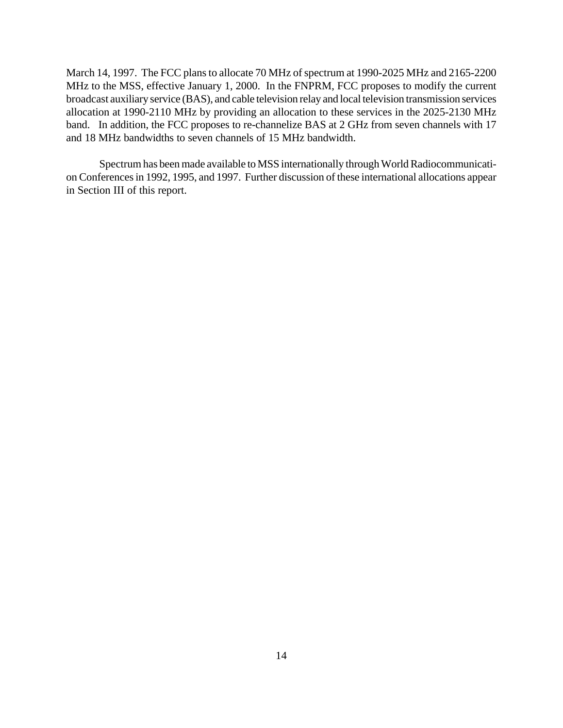March 14, 1997. The FCC plans to allocate 70 MHz of spectrum at 1990-2025 MHz and 2165-2200 MHz to the MSS, effective January 1, 2000. In the FNPRM, FCC proposes to modify the current broadcast auxiliary service (BAS), and cable television relay and local television transmission services allocation at 1990-2110 MHz by providing an allocation to these services in the 2025-2130 MHz band. In addition, the FCC proposes to re-channelize BAS at 2 GHz from seven channels with 17 and 18 MHz bandwidths to seven channels of 15 MHz bandwidth.

Spectrum has been made available to MSS internationally through World Radiocommunication Conferences in 1992, 1995, and 1997. Further discussion of these international allocations appear in Section III of this report.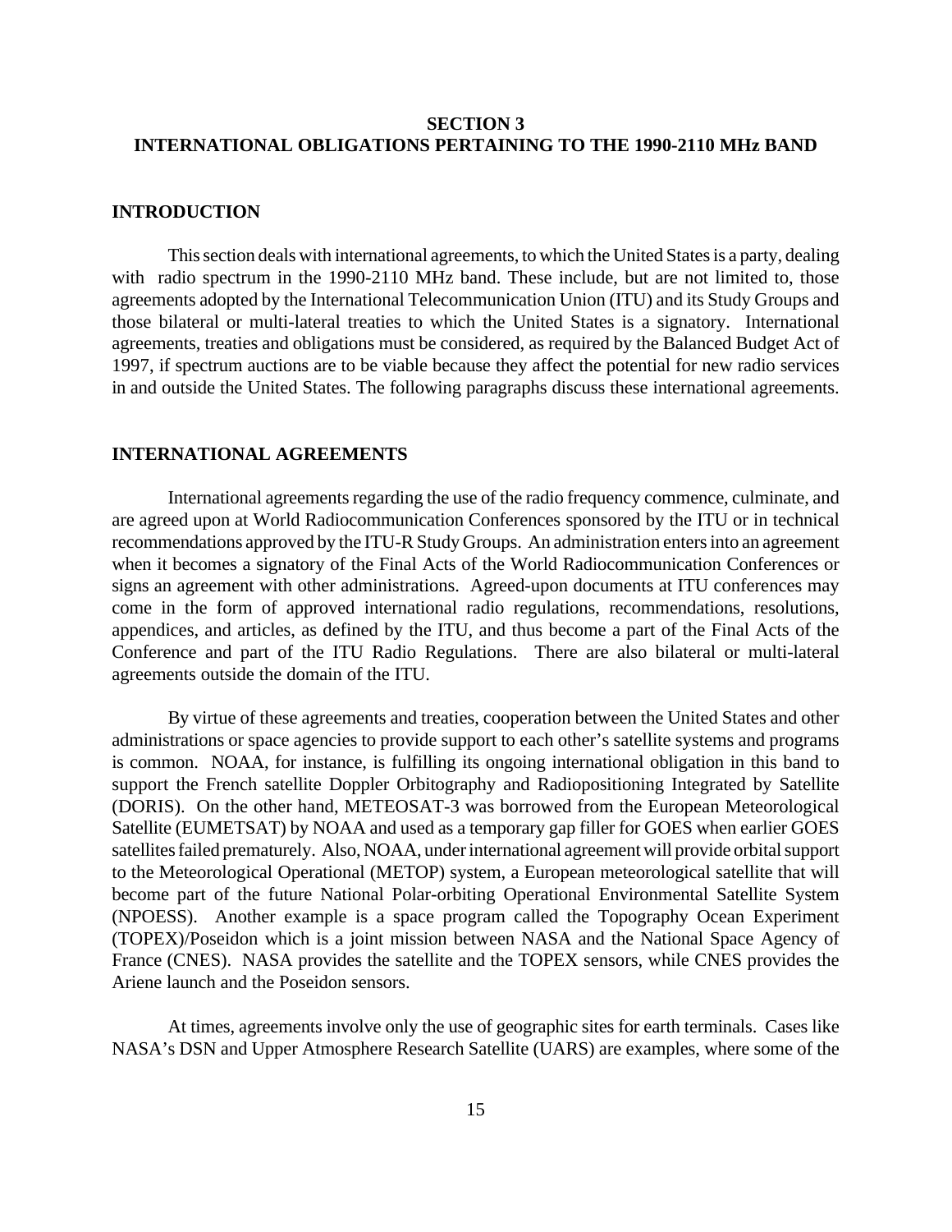## SECTION 3
## INTERNATIONAL OBLIGATIONS PERTAINING TO THE 1990-2110 MHz BAND

### INTRODUCTION

This section deals with international agreements, to which the United States is a party, dealing with radio spectrum in the 1990-2110 MHz band. These include, but are not limited to, those agreements adopted by the International Telecommunication Union (ITU) and its Study Groups and those bilateral or multi-lateral treaties to which the United States is a signatory. International agreements, treaties and obligations must be considered, as required by the Balanced Budget Act of 1997, if spectrum auctions are to be viable because they affect the potential for new radio services in and outside the United States. The following paragraphs discuss these international agreements.

### INTERNATIONAL AGREEMENTS

International agreements regarding the use of the radio frequency commence, culminate, and are agreed upon at World Radiocommunication Conferences sponsored by the ITU or in technical recommendations approved by the ITU-R Study Groups. An administration enters into an agreement when it becomes a signatory of the Final Acts of the World Radiocommunication Conferences or signs an agreement with other administrations. Agreed-upon documents at ITU conferences may come in the form of approved international radio regulations, recommendations, resolutions, appendices, and articles, as defined by the ITU, and thus become a part of the Final Acts of the Conference and part of the ITU Radio Regulations. There are also bilateral or multi-lateral agreements outside the domain of the ITU.

By virtue of these agreements and treaties, cooperation between the United States and other administrations or space agencies to provide support to each other's satellite systems and programs is common. NOAA, for instance, is fulfilling its ongoing international obligation in this band to support the French satellite Doppler Orbitography and Radiopositioning Integrated by Satellite (DORIS). On the other hand, METEOSAT-3 was borrowed from the European Meteorological Satellite (EUMETSAT) by NOAA and used as a temporary gap filler for GOES when earlier GOES satellites failed prematurely. Also, NOAA, under international agreement will provide orbital support to the Meteorological Operational (METOP) system, a European meteorological satellite that will become part of the future National Polar-orbiting Operational Environmental Satellite System (NPOESS). Another example is a space program called the Topography Ocean Experiment (TOPEX)/Poseidon which is a joint mission between NASA and the National Space Agency of France (CNES). NASA provides the satellite and the TOPEX sensors, while CNES provides the Ariene launch and the Poseidon sensors.

At times, agreements involve only the use of geographic sites for earth terminals. Cases like NASA's DSN and Upper Atmosphere Research Satellite (UARS) are examples, where some of the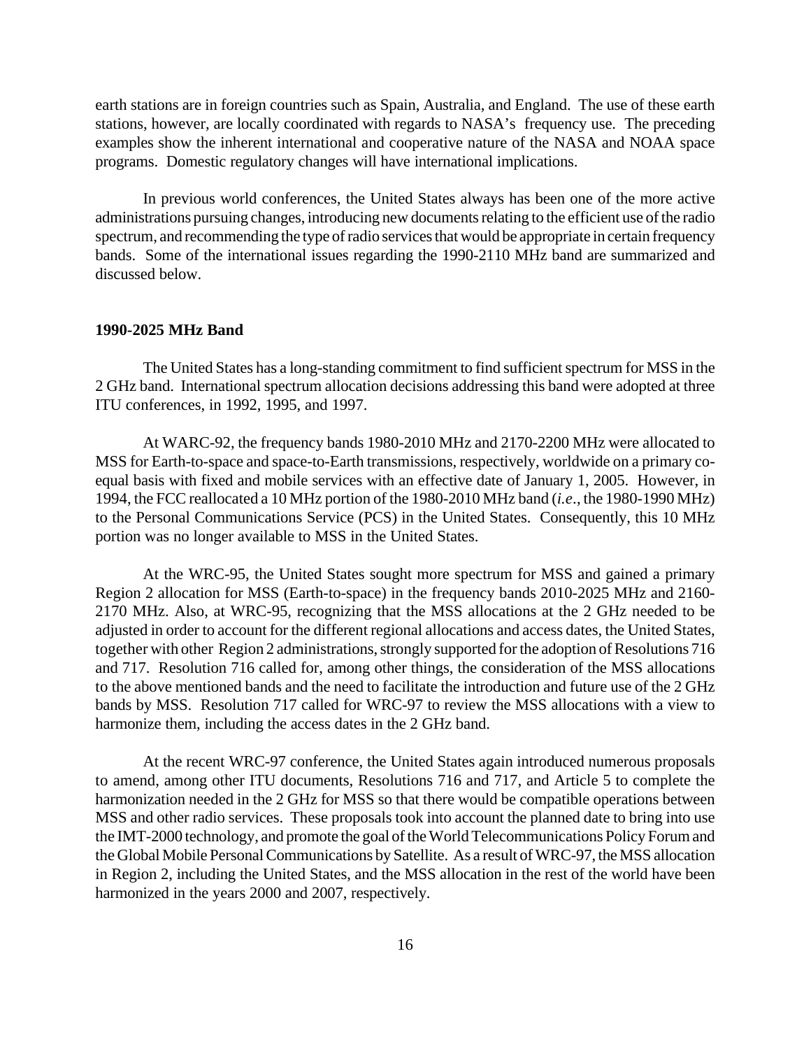earth stations are in foreign countries such as Spain, Australia, and England. The use of these earth stations, however, are locally coordinated with regards to NASA's frequency use. The preceding examples show the inherent international and cooperative nature of the NASA and NOAA space programs. Domestic regulatory changes will have international implications.

In previous world conferences, the United States always has been one of the more active administrations pursuing changes, introducing new documents relating to the efficient use of the radio spectrum, and recommending the type of radio services that would be appropriate in certain frequency bands. Some of the international issues regarding the 1990-2110 MHz band are summarized and discussed below.

### 1990-2025 MHz Band

The United States has a long-standing commitment to find sufficient spectrum for MSS in the 2 GHz band. International spectrum allocation decisions addressing this band were adopted at three ITU conferences, in 1992, 1995, and 1997.

At WARC-92, the frequency bands 1980-2010 MHz and 2170-2200 MHz were allocated to MSS for Earth-to-space and space-to-Earth transmissions, respectively, worldwide on a primary co-equal basis with fixed and mobile services with an effective date of January 1, 2005. However, in 1994, the FCC reallocated a 10 MHz portion of the 1980-2010 MHz band (*i.e.*, the 1980-1990 MHz) to the Personal Communications Service (PCS) in the United States. Consequently, this 10 MHz portion was no longer available to MSS in the United States.

At the WRC-95, the United States sought more spectrum for MSS and gained a primary Region 2 allocation for MSS (Earth-to-space) in the frequency bands 2010-2025 MHz and 2160-2170 MHz. Also, at WRC-95, recognizing that the MSS allocations at the 2 GHz needed to be adjusted in order to account for the different regional allocations and access dates, the United States, together with other Region 2 administrations, strongly supported for the adoption of Resolutions 716 and 717. Resolution 716 called for, among other things, the consideration of the MSS allocations to the above mentioned bands and the need to facilitate the introduction and future use of the 2 GHz bands by MSS. Resolution 717 called for WRC-97 to review the MSS allocations with a view to harmonize them, including the access dates in the 2 GHz band.

At the recent WRC-97 conference, the United States again introduced numerous proposals to amend, among other ITU documents, Resolutions 716 and 717, and Article 5 to complete the harmonization needed in the 2 GHz for MSS so that there would be compatible operations between MSS and other radio services. These proposals took into account the planned date to bring into use the IMT-2000 technology, and promote the goal of the World Telecommunications Policy Forum and the Global Mobile Personal Communications by Satellite. As a result of WRC-97, the MSS allocation in Region 2, including the United States, and the MSS allocation in the rest of the world have been harmonized in the years 2000 and 2007, respectively.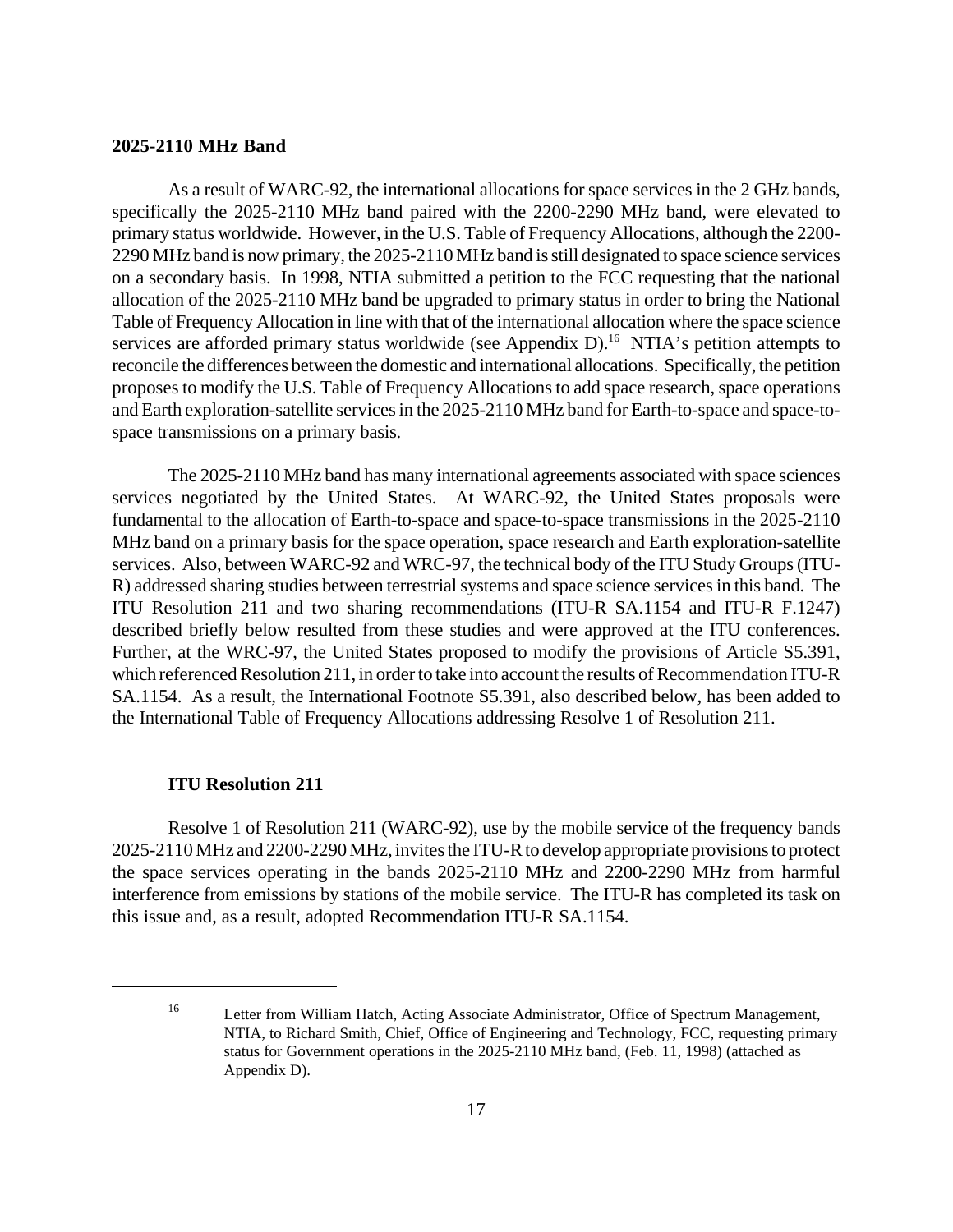**2025-2110 MHz Band**

As a result of WARC-92, the international allocations for space services in the 2 GHz bands, specifically the 2025-2110 MHz band paired with the 2200-2290 MHz band, were elevated to primary status worldwide. However, in the U.S. Table of Frequency Allocations, although the 2200-2290 MHz band is now primary, the 2025-2110 MHz band is still designated to space science services on a secondary basis. In 1998, NTIA submitted a petition to the FCC requesting that the national allocation of the 2025-2110 MHz band be upgraded to primary status in order to bring the National Table of Frequency Allocation in line with that of the international allocation where the space science services are afforded primary status worldwide (see Appendix D).[16] NTIA's petition attempts to reconcile the differences between the domestic and international allocations. Specifically, the petition proposes to modify the U.S. Table of Frequency Allocations to add space research, space operations and Earth exploration-satellite services in the 2025-2110 MHz band for Earth-to-space and space-to-space transmissions on a primary basis.

The 2025-2110 MHz band has many international agreements associated with space sciences services negotiated by the United States. At WARC-92, the United States proposals were fundamental to the allocation of Earth-to-space and space-to-space transmissions in the 2025-2110 MHz band on a primary basis for the space operation, space research and Earth exploration-satellite services. Also, between WARC-92 and WRC-97, the technical body of the ITU Study Groups (ITU-R) addressed sharing studies between terrestrial systems and space science services in this band. The ITU Resolution 211 and two sharing recommendations (ITU-R SA.1154 and ITU-R F.1247) described briefly below resulted from these studies and were approved at the ITU conferences. Further, at the WRC-97, the United States proposed to modify the provisions of Article S5.391, which referenced Resolution 211, in order to take into account the results of Recommendation ITU-R SA.1154. As a result, the International Footnote S5.391, also described below, has been added to the International Table of Frequency Allocations addressing Resolve 1 of Resolution 211.

**ITU Resolution 211**

Resolve 1 of Resolution 211 (WARC-92), use by the mobile service of the frequency bands 2025-2110 MHz and 2200-2290 MHz, invites the ITU-R to develop appropriate provisions to protect the space services operating in the bands 2025-2110 MHz and 2200-2290 MHz from harmful interference from emissions by stations of the mobile service. The ITU-R has completed its task on this issue and, as a result, adopted Recommendation ITU-R SA.1154.

---

[16] Letter from William Hatch, Acting Associate Administrator, Office of Spectrum Management, NTIA, to Richard Smith, Chief, Office of Engineering and Technology, FCC, requesting primary status for Government operations in the 2025-2110 MHz band, (Feb. 11, 1998) (attached as Appendix D).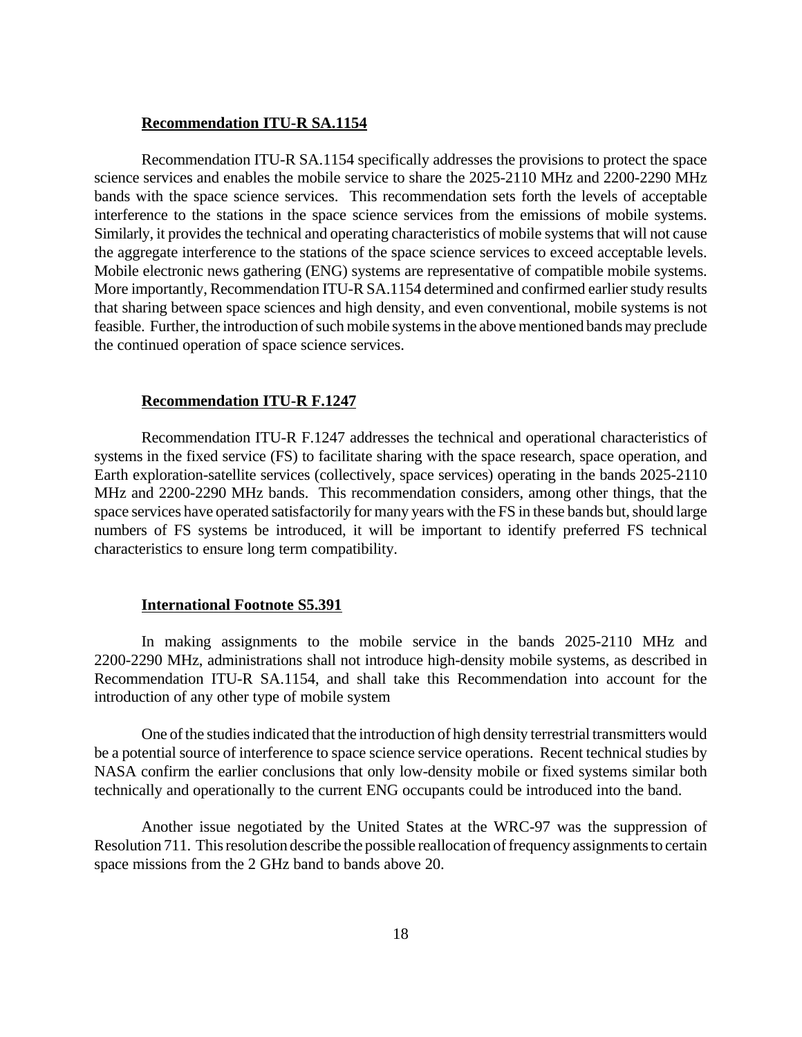### Recommendation ITU-R SA.1154

Recommendation ITU-R SA.1154 specifically addresses the provisions to protect the space science services and enables the mobile service to share the 2025-2110 MHz and 2200-2290 MHz bands with the space science services. This recommendation sets forth the levels of acceptable interference to the stations in the space science services from the emissions of mobile systems. Similarly, it provides the technical and operating characteristics of mobile systems that will not cause the aggregate interference to the stations of the space science services to exceed acceptable levels. Mobile electronic news gathering (ENG) systems are representative of compatible mobile systems. More importantly, Recommendation ITU-R SA.1154 determined and confirmed earlier study results that sharing between space sciences and high density, and even conventional, mobile systems is not feasible. Further, the introduction of such mobile systems in the above mentioned bands may preclude the continued operation of space science services.

### Recommendation ITU-R F.1247

Recommendation ITU-R F.1247 addresses the technical and operational characteristics of systems in the fixed service (FS) to facilitate sharing with the space research, space operation, and Earth exploration-satellite services (collectively, space services) operating in the bands 2025-2110 MHz and 2200-2290 MHz bands. This recommendation considers, among other things, that the space services have operated satisfactorily for many years with the FS in these bands but, should large numbers of FS systems be introduced, it will be important to identify preferred FS technical characteristics to ensure long term compatibility.

### International Footnote S5.391

In making assignments to the mobile service in the bands 2025-2110 MHz and 2200-2290 MHz, administrations shall not introduce high-density mobile systems, as described in Recommendation ITU-R SA.1154, and shall take this Recommendation into account for the introduction of any other type of mobile system

One of the studies indicated that the introduction of high density terrestrial transmitters would be a potential source of interference to space science service operations. Recent technical studies by NASA confirm the earlier conclusions that only low-density mobile or fixed systems similar both technically and operationally to the current ENG occupants could be introduced into the band.

Another issue negotiated by the United States at the WRC-97 was the suppression of Resolution 711. This resolution describe the possible reallocation of frequency assignments to certain space missions from the 2 GHz band to bands above 20.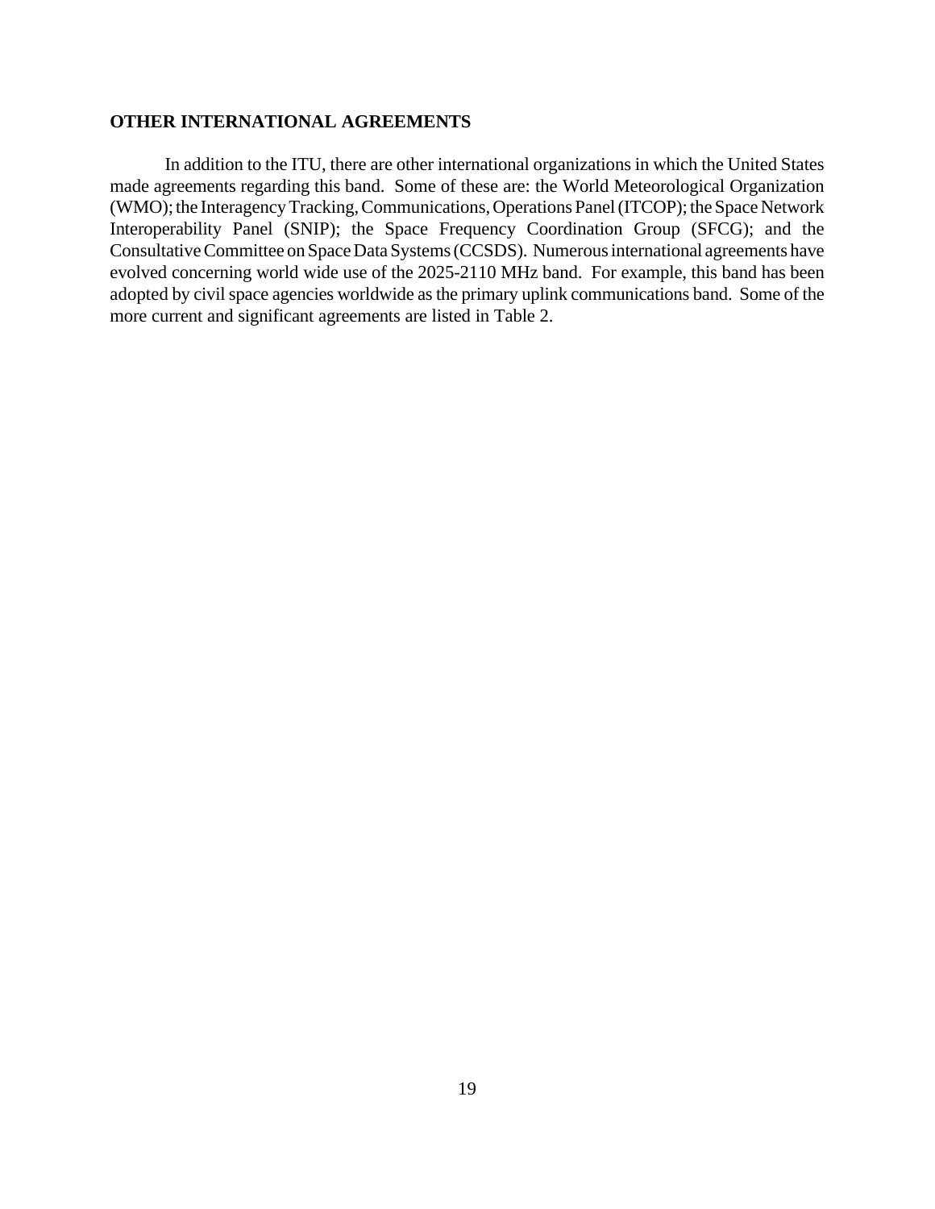## OTHER INTERNATIONAL AGREEMENTS

In addition to the ITU, there are other international organizations in which the United States made agreements regarding this band. Some of these are: the World Meteorological Organization (WMO); the Interagency Tracking, Communications, Operations Panel (ITCOP); the Space Network Interoperability Panel (SNIP); the Space Frequency Coordination Group (SFCG); and the Consultative Committee on Space Data Systems (CCSDS). Numerous international agreements have evolved concerning world wide use of the 2025-2110 MHz band. For example, this band has been adopted by civil space agencies worldwide as the primary uplink communications band. Some of the more current and significant agreements are listed in Table 2.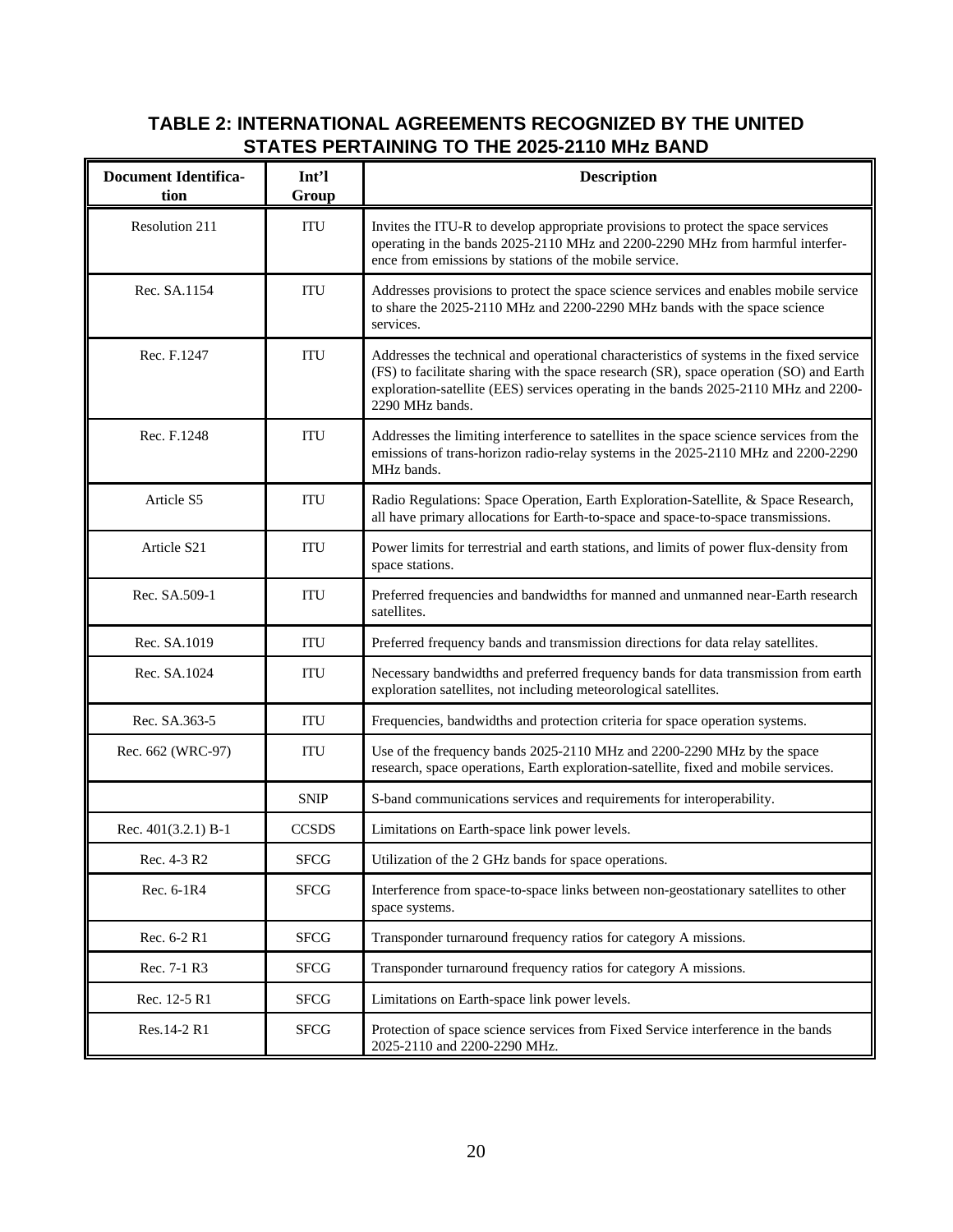## TABLE 2: INTERNATIONAL AGREEMENTS RECOGNIZED BY THE UNITED STATES PERTAINING TO THE 2025-2110 MHz BAND

| Document Identification | Int'l Group | Description |
|---|---|---|
| Resolution 211 | ITU | Invites the ITU-R to develop appropriate provisions to protect the space services operating in the bands 2025-2110 MHz and 2200-2290 MHz from harmful interference from emissions by stations of the mobile service. |
| Rec. SA.1154 | ITU | Addresses provisions to protect the space science services and enables mobile service to share the 2025-2110 MHz and 2200-2290 MHz bands with the space science services. |
| Rec. F.1247 | ITU | Addresses the technical and operational characteristics of systems in the fixed service (FS) to facilitate sharing with the space research (SR), space operation (SO) and Earth exploration-satellite (EES) services operating in the bands 2025-2110 MHz and 2200-2290 MHz bands. |
| Rec. F.1248 | ITU | Addresses the limiting interference to satellites in the space science services from the emissions of trans-horizon radio-relay systems in the 2025-2110 MHz and 2200-2290 MHz bands. |
| Article S5 | ITU | Radio Regulations: Space Operation, Earth Exploration-Satellite, & Space Research, all have primary allocations for Earth-to-space and space-to-space transmissions. |
| Article S21 | ITU | Power limits for terrestrial and earth stations, and limits of power flux-density from space stations. |
| Rec. SA.509-1 | ITU | Preferred frequencies and bandwidths for manned and unmanned near-Earth research satellites. |
| Rec. SA.1019 | ITU | Preferred frequency bands and transmission directions for data relay satellites. |
| Rec. SA.1024 | ITU | Necessary bandwidths and preferred frequency bands for data transmission from earth exploration satellites, not including meteorological satellites. |
| Rec. SA.363-5 | ITU | Frequencies, bandwidths and protection criteria for space operation systems. |
| Rec. 662 (WRC-97) | ITU | Use of the frequency bands 2025-2110 MHz and 2200-2290 MHz by the space research, space operations, Earth exploration-satellite, fixed and mobile services. |
| | SNIP | S-band communications services and requirements for interoperability. |
| Rec. 401(3.2.1) B-1 | CCSDS | Limitations on Earth-space link power levels. |
| Rec. 4-3 R2 | SFCG | Utilization of the 2 GHz bands for space operations. |
| Rec. 6-1R4 | SFCG | Interference from space-to-space links between non-geostationary satellites to other space systems. |
| Rec. 6-2 R1 | SFCG | Transponder turnaround frequency ratios for category A missions. |
| Rec. 7-1 R3 | SFCG | Transponder turnaround frequency ratios for category A missions. |
| Rec. 12-5 R1 | SFCG | Limitations on Earth-space link power levels. |
| Res.14-2 R1 | SFCG | Protection of space science services from Fixed Service interference in the bands 2025-2110 and 2200-2290 MHz. |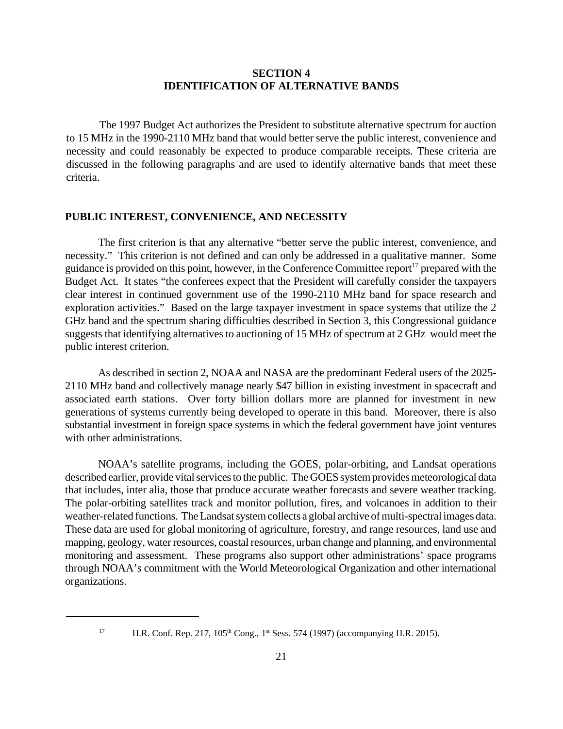# SECTION 4
# IDENTIFICATION OF ALTERNATIVE BANDS

The 1997 Budget Act authorizes the President to substitute alternative spectrum for auction to 15 MHz in the 1990-2110 MHz band that would better serve the public interest, convenience and necessity and could reasonably be expected to produce comparable receipts. These criteria are discussed in the following paragraphs and are used to identify alternative bands that meet these criteria.

## PUBLIC INTEREST, CONVENIENCE, AND NECESSITY

The first criterion is that any alternative "better serve the public interest, convenience, and necessity." This criterion is not defined and can only be addressed in a qualitative manner. Some guidance is provided on this point, however, in the Conference Committee report[17] prepared with the Budget Act. It states "the conferees expect that the President will carefully consider the taxpayers clear interest in continued government use of the 1990-2110 MHz band for space research and exploration activities." Based on the large taxpayer investment in space systems that utilize the 2 GHz band and the spectrum sharing difficulties described in Section 3, this Congressional guidance suggests that identifying alternatives to auctioning of 15 MHz of spectrum at 2 GHz would meet the public interest criterion.

As described in section 2, NOAA and NASA are the predominant Federal users of the 2025-2110 MHz band and collectively manage nearly $47 billion in existing investment in spacecraft and associated earth stations. Over forty billion dollars more are planned for investment in new generations of systems currently being developed to operate in this band. Moreover, there is also substantial investment in foreign space systems in which the federal government have joint ventures with other administrations.

NOAA's satellite programs, including the GOES, polar-orbiting, and Landsat operations described earlier, provide vital services to the public. The GOES system provides meteorological data that includes, inter alia, those that produce accurate weather forecasts and severe weather tracking. The polar-orbiting satellites track and monitor pollution, fires, and volcanoes in addition to their weather-related functions. The Landsat system collects a global archive of multi-spectral images data. These data are used for global monitoring of agriculture, forestry, and range resources, land use and mapping, geology, water resources, coastal resources, urban change and planning, and environmental monitoring and assessment. These programs also support other administrations' space programs through NOAA's commitment with the World Meteorological Organization and other international organizations.

---

[17] H.R. Conf. Rep. 217, 105th Cong., 1st Sess. 574 (1997) (accompanying H.R. 2015).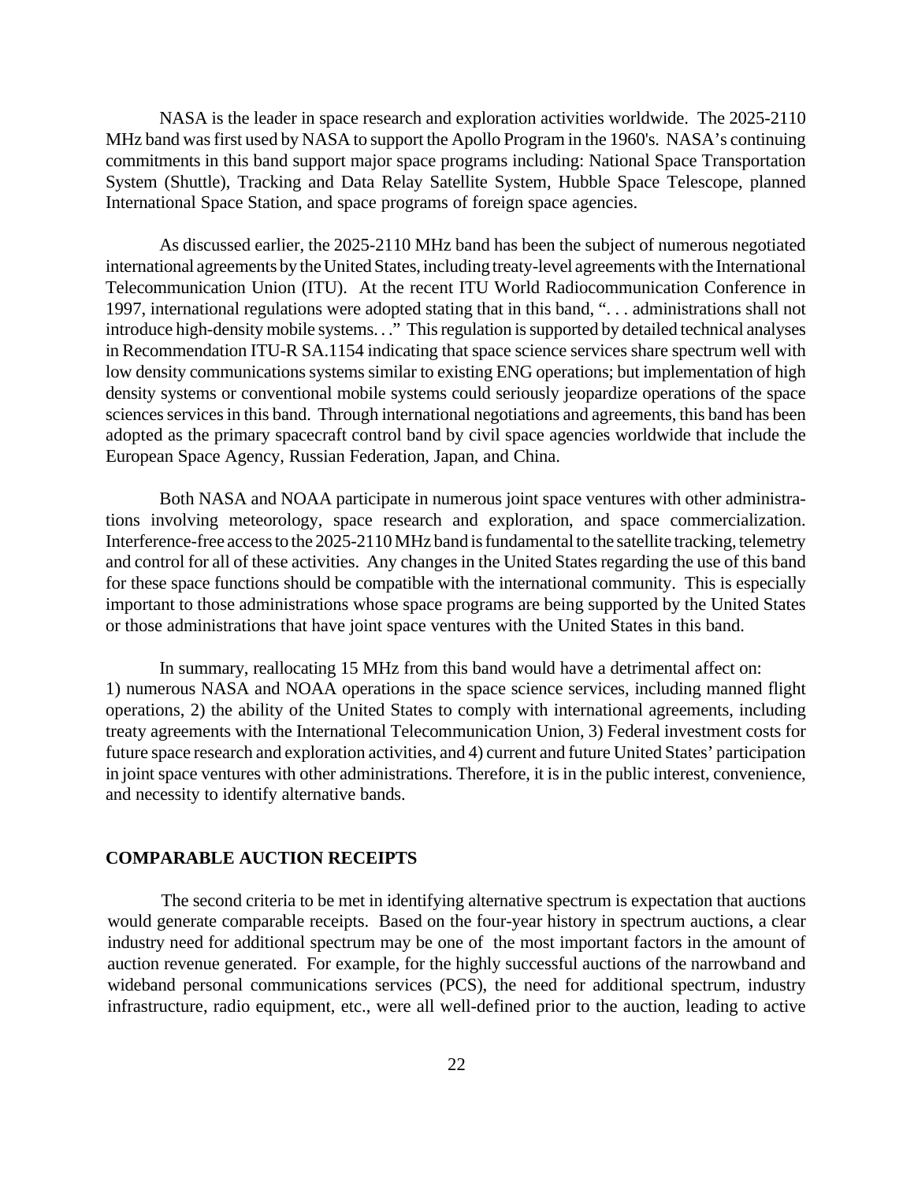NASA is the leader in space research and exploration activities worldwide. The 2025-2110 MHz band was first used by NASA to support the Apollo Program in the 1960's. NASA's continuing commitments in this band support major space programs including: National Space Transportation System (Shuttle), Tracking and Data Relay Satellite System, Hubble Space Telescope, planned International Space Station, and space programs of foreign space agencies.

As discussed earlier, the 2025-2110 MHz band has been the subject of numerous negotiated international agreements by the United States, including treaty-level agreements with the International Telecommunication Union (ITU). At the recent ITU World Radiocommunication Conference in 1997, international regulations were adopted stating that in this band, ". . . administrations shall not introduce high-density mobile systems. . ." This regulation is supported by detailed technical analyses in Recommendation ITU-R SA.1154 indicating that space science services share spectrum well with low density communications systems similar to existing ENG operations; but implementation of high density systems or conventional mobile systems could seriously jeopardize operations of the space sciences services in this band. Through international negotiations and agreements, this band has been adopted as the primary spacecraft control band by civil space agencies worldwide that include the European Space Agency, Russian Federation, Japan, and China.

Both NASA and NOAA participate in numerous joint space ventures with other administrations involving meteorology, space research and exploration, and space commercialization. Interference-free access to the 2025-2110 MHz band is fundamental to the satellite tracking, telemetry and control for all of these activities. Any changes in the United States regarding the use of this band for these space functions should be compatible with the international community. This is especially important to those administrations whose space programs are being supported by the United States or those administrations that have joint space ventures with the United States in this band.

In summary, reallocating 15 MHz from this band would have a detrimental affect on: 1) numerous NASA and NOAA operations in the space science services, including manned flight operations, 2) the ability of the United States to comply with international agreements, including treaty agreements with the International Telecommunication Union, 3) Federal investment costs for future space research and exploration activities, and 4) current and future United States' participation in joint space ventures with other administrations. Therefore, it is in the public interest, convenience, and necessity to identify alternative bands.

## COMPARABLE AUCTION RECEIPTS

The second criteria to be met in identifying alternative spectrum is expectation that auctions would generate comparable receipts. Based on the four-year history in spectrum auctions, a clear industry need for additional spectrum may be one of the most important factors in the amount of auction revenue generated. For example, for the highly successful auctions of the narrowband and wideband personal communications services (PCS), the need for additional spectrum, industry infrastructure, radio equipment, etc., were all well-defined prior to the auction, leading to active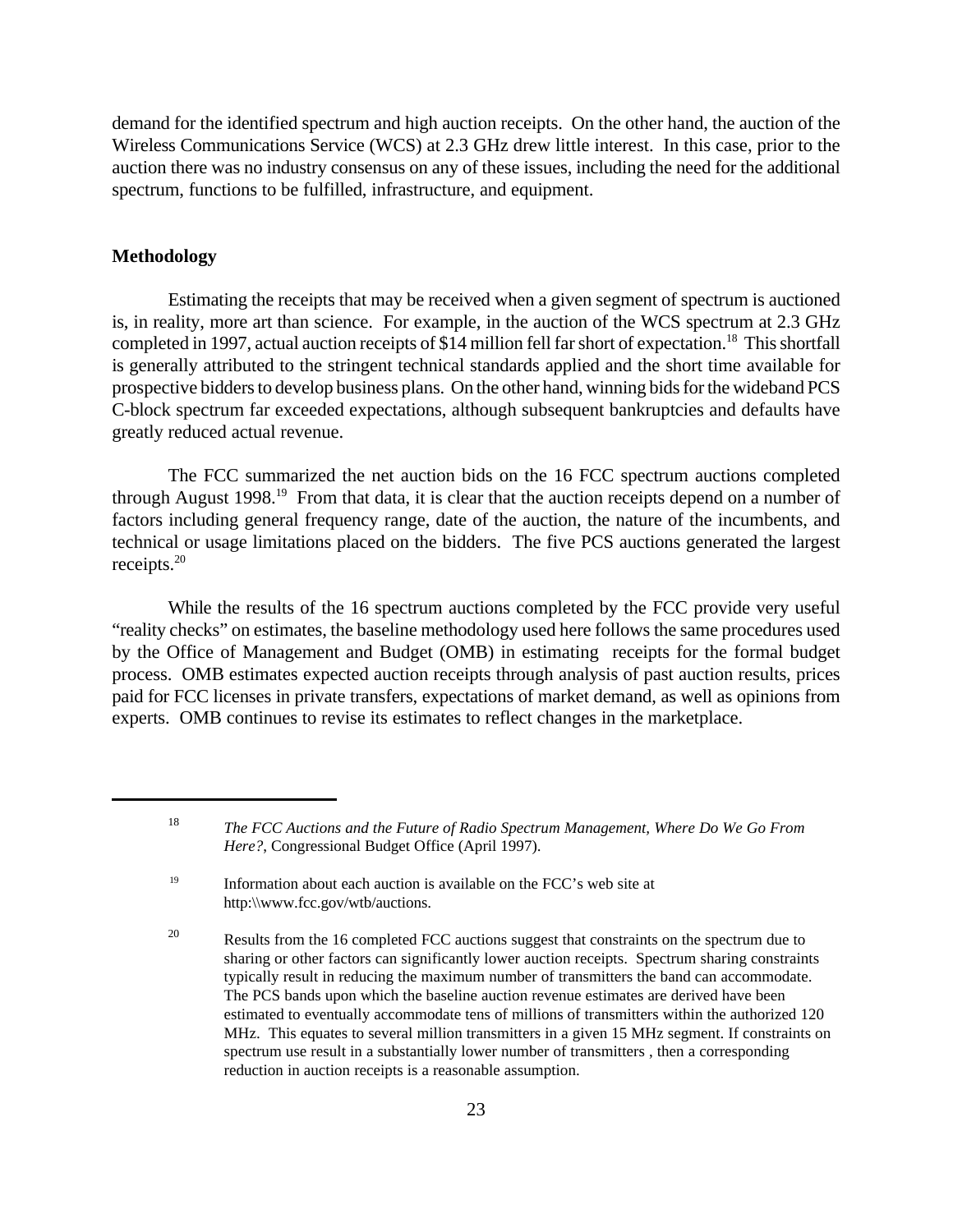demand for the identified spectrum and high auction receipts. On the other hand, the auction of the Wireless Communications Service (WCS) at 2.3 GHz drew little interest. In this case, prior to the auction there was no industry consensus on any of these issues, including the need for the additional spectrum, functions to be fulfilled, infrastructure, and equipment.

**Methodology**

Estimating the receipts that may be received when a given segment of spectrum is auctioned is, in reality, more art than science. For example, in the auction of the WCS spectrum at 2.3 GHz completed in 1997, actual auction receipts of $14 million fell far short of expectation.[18] This shortfall is generally attributed to the stringent technical standards applied and the short time available for prospective bidders to develop business plans. On the other hand, winning bids for the wideband PCS C-block spectrum far exceeded expectations, although subsequent bankruptcies and defaults have greatly reduced actual revenue.

The FCC summarized the net auction bids on the 16 FCC spectrum auctions completed through August 1998.[19] From that data, it is clear that the auction receipts depend on a number of factors including general frequency range, date of the auction, the nature of the incumbents, and technical or usage limitations placed on the bidders. The five PCS auctions generated the largest receipts.[20]

While the results of the 16 spectrum auctions completed by the FCC provide very useful "reality checks" on estimates, the baseline methodology used here follows the same procedures used by the Office of Management and Budget (OMB) in estimating receipts for the formal budget process. OMB estimates expected auction receipts through analysis of past auction results, prices paid for FCC licenses in private transfers, expectations of market demand, as well as opinions from experts. OMB continues to revise its estimates to reflect changes in the marketplace.

---

[18] *The FCC Auctions and the Future of Radio Spectrum Management, Where Do We Go From Here?*, Congressional Budget Office (April 1997).

[19] Information about each auction is available on the FCC's web site at http:\\www.fcc.gov/wtb/auctions.

[20] Results from the 16 completed FCC auctions suggest that constraints on the spectrum due to sharing or other factors can significantly lower auction receipts. Spectrum sharing constraints typically result in reducing the maximum number of transmitters the band can accommodate. The PCS bands upon which the baseline auction revenue estimates are derived have been estimated to eventually accommodate tens of millions of transmitters within the authorized 120 MHz. This equates to several million transmitters in a given 15 MHz segment. If constraints on spectrum use result in a substantially lower number of transmitters , then a corresponding reduction in auction receipts is a reasonable assumption.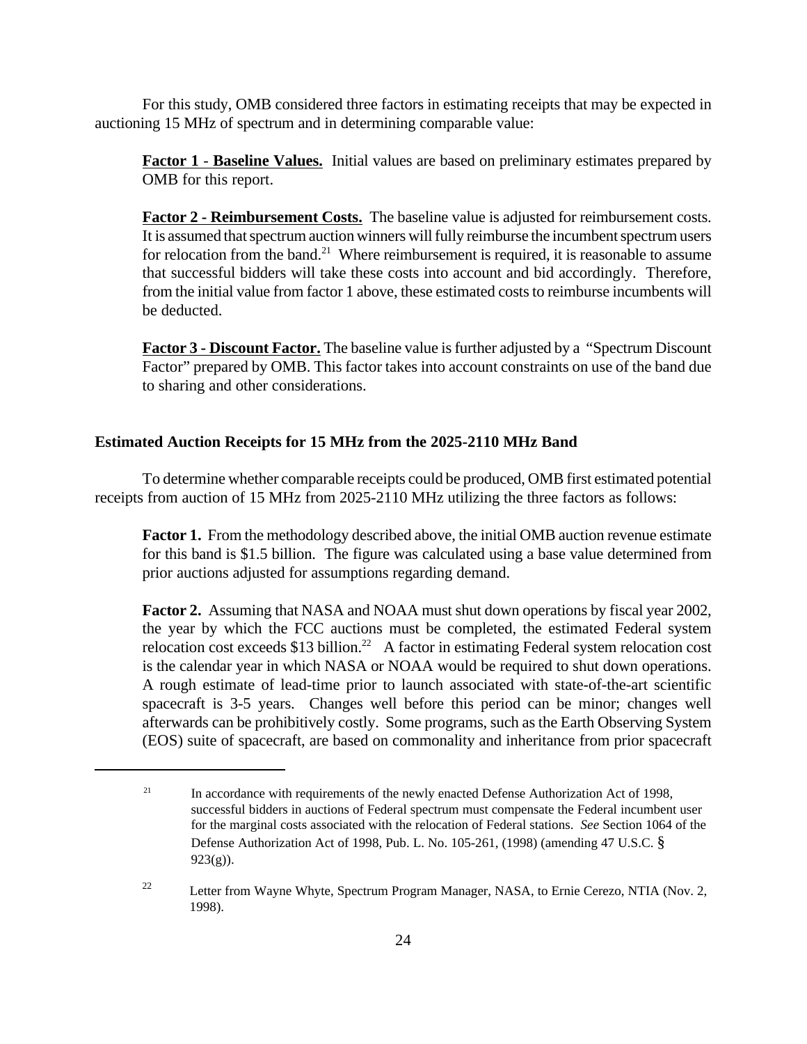For this study, OMB considered three factors in estimating receipts that may be expected in auctioning 15 MHz of spectrum and in determining comparable value:

> **Factor 1 - Baseline Values.** Initial values are based on preliminary estimates prepared by OMB for this report.
>
> **Factor 2 - Reimbursement Costs.** The baseline value is adjusted for reimbursement costs. It is assumed that spectrum auction winners will fully reimburse the incumbent spectrum users for relocation from the band.[21] Where reimbursement is required, it is reasonable to assume that successful bidders will take these costs into account and bid accordingly. Therefore, from the initial value from factor 1 above, these estimated costs to reimburse incumbents will be deducted.
>
> **Factor 3 - Discount Factor.** The baseline value is further adjusted by a "Spectrum Discount Factor" prepared by OMB. This factor takes into account constraints on use of the band due to sharing and other considerations.

### Estimated Auction Receipts for 15 MHz from the 2025-2110 MHz Band

To determine whether comparable receipts could be produced, OMB first estimated potential receipts from auction of 15 MHz from 2025-2110 MHz utilizing the three factors as follows:

> **Factor 1.** From the methodology described above, the initial OMB auction revenue estimate for this band is $1.5 billion. The figure was calculated using a base value determined from prior auctions adjusted for assumptions regarding demand.
>
> **Factor 2.** Assuming that NASA and NOAA must shut down operations by fiscal year 2002, the year by which the FCC auctions must be completed, the estimated Federal system relocation cost exceeds $13 billion.[22] A factor in estimating Federal system relocation cost is the calendar year in which NASA or NOAA would be required to shut down operations. A rough estimate of lead-time prior to launch associated with state-of-the-art scientific spacecraft is 3-5 years. Changes well before this period can be minor; changes well afterwards can be prohibitively costly. Some programs, such as the Earth Observing System (EOS) suite of spacecraft, are based on commonality and inheritance from prior spacecraft

---

[21] In accordance with requirements of the newly enacted Defense Authorization Act of 1998, successful bidders in auctions of Federal spectrum must compensate the Federal incumbent user for the marginal costs associated with the relocation of Federal stations. *See* Section 1064 of the Defense Authorization Act of 1998, Pub. L. No. 105-261, (1998) (amending 47 U.S.C. § 923(g)).

[22] Letter from Wayne Whyte, Spectrum Program Manager, NASA, to Ernie Cerezo, NTIA (Nov. 2, 1998).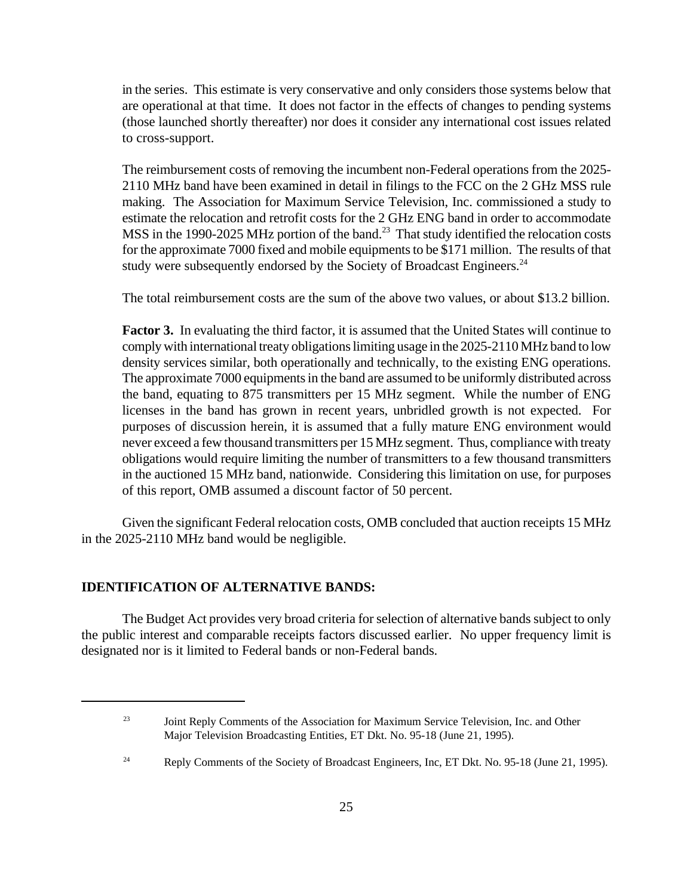in the series. This estimate is very conservative and only considers those systems below that are operational at that time. It does not factor in the effects of changes to pending systems (those launched shortly thereafter) nor does it consider any international cost issues related to cross-support.

The reimbursement costs of removing the incumbent non-Federal operations from the 2025-2110 MHz band have been examined in detail in filings to the FCC on the 2 GHz MSS rule making. The Association for Maximum Service Television, Inc. commissioned a study to estimate the relocation and retrofit costs for the 2 GHz ENG band in order to accommodate MSS in the 1990-2025 MHz portion of the band.[23] That study identified the relocation costs for the approximate 7000 fixed and mobile equipments to be $171 million. The results of that study were subsequently endorsed by the Society of Broadcast Engineers.[24]

The total reimbursement costs are the sum of the above two values, or about $13.2 billion.

**Factor 3.** In evaluating the third factor, it is assumed that the United States will continue to comply with international treaty obligations limiting usage in the 2025-2110 MHz band to low density services similar, both operationally and technically, to the existing ENG operations. The approximate 7000 equipments in the band are assumed to be uniformly distributed across the band, equating to 875 transmitters per 15 MHz segment. While the number of ENG licenses in the band has grown in recent years, unbridled growth is not expected. For purposes of discussion herein, it is assumed that a fully mature ENG environment would never exceed a few thousand transmitters per 15 MHz segment. Thus, compliance with treaty obligations would require limiting the number of transmitters to a few thousand transmitters in the auctioned 15 MHz band, nationwide. Considering this limitation on use, for purposes of this report, OMB assumed a discount factor of 50 percent.

Given the significant Federal relocation costs, OMB concluded that auction receipts 15 MHz in the 2025-2110 MHz band would be negligible.

## IDENTIFICATION OF ALTERNATIVE BANDS:

The Budget Act provides very broad criteria for selection of alternative bands subject to only the public interest and comparable receipts factors discussed earlier. No upper frequency limit is designated nor is it limited to Federal bands or non-Federal bands.

---

[23] Joint Reply Comments of the Association for Maximum Service Television, Inc. and Other Major Television Broadcasting Entities, ET Dkt. No. 95-18 (June 21, 1995).

[24] Reply Comments of the Society of Broadcast Engineers, Inc, ET Dkt. No. 95-18 (June 21, 1995).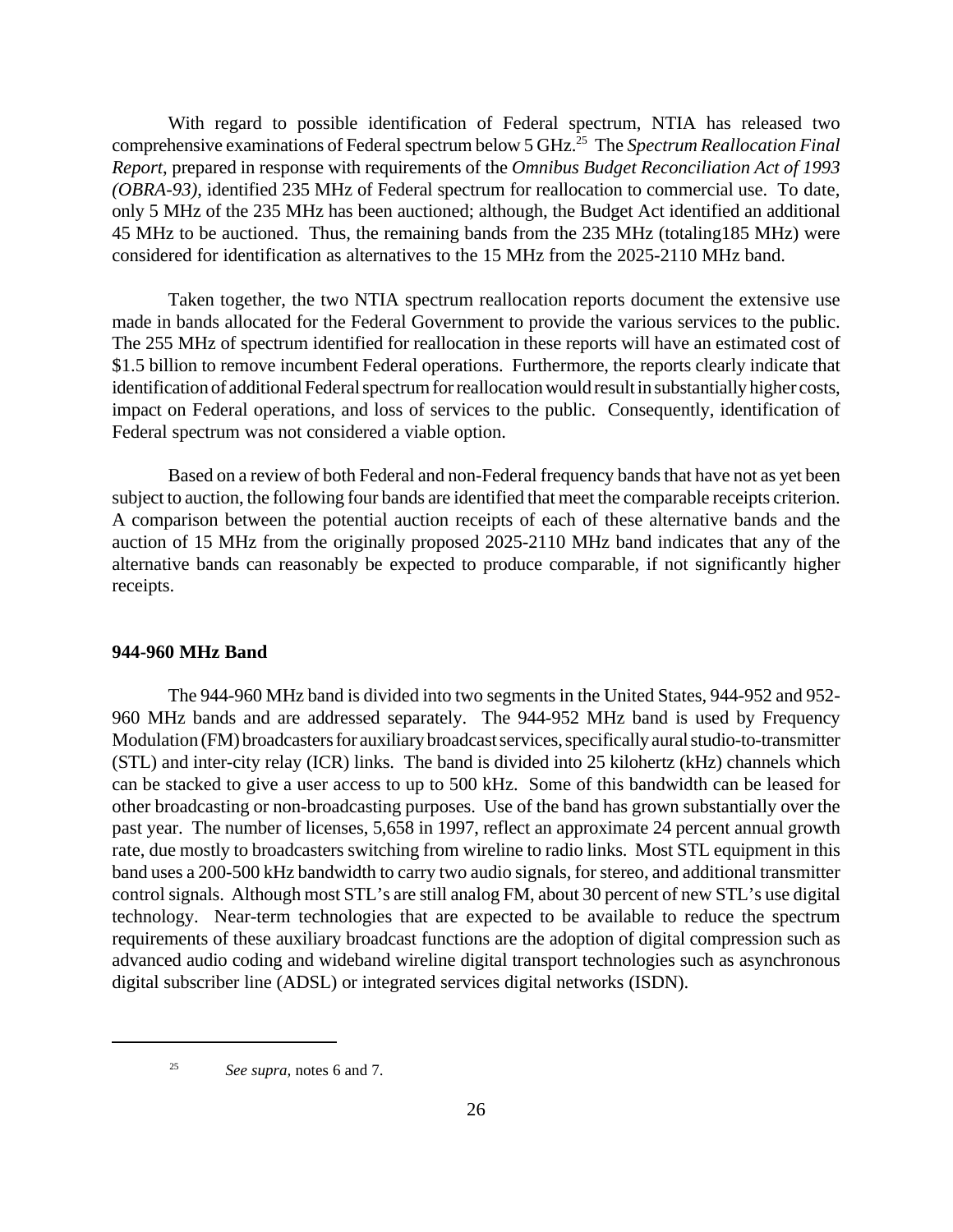With regard to possible identification of Federal spectrum, NTIA has released two comprehensive examinations of Federal spectrum below 5 GHz.[25] The *Spectrum Reallocation Final Report*, prepared in response with requirements of the *Omnibus Budget Reconciliation Act of 1993 (OBRA-93)*, identified 235 MHz of Federal spectrum for reallocation to commercial use. To date, only 5 MHz of the 235 MHz has been auctioned; although, the Budget Act identified an additional 45 MHz to be auctioned. Thus, the remaining bands from the 235 MHz (totaling185 MHz) were considered for identification as alternatives to the 15 MHz from the 2025-2110 MHz band.

Taken together, the two NTIA spectrum reallocation reports document the extensive use made in bands allocated for the Federal Government to provide the various services to the public. The 255 MHz of spectrum identified for reallocation in these reports will have an estimated cost of $1.5 billion to remove incumbent Federal operations. Furthermore, the reports clearly indicate that identification of additional Federal spectrum for reallocation would result in substantially higher costs, impact on Federal operations, and loss of services to the public. Consequently, identification of Federal spectrum was not considered a viable option.

Based on a review of both Federal and non-Federal frequency bands that have not as yet been subject to auction, the following four bands are identified that meet the comparable receipts criterion. A comparison between the potential auction receipts of each of these alternative bands and the auction of 15 MHz from the originally proposed 2025-2110 MHz band indicates that any of the alternative bands can reasonably be expected to produce comparable, if not significantly higher receipts.

**944-960 MHz Band**

The 944-960 MHz band is divided into two segments in the United States, 944-952 and 952-960 MHz bands and are addressed separately. The 944-952 MHz band is used by Frequency Modulation (FM) broadcasters for auxiliary broadcast services, specifically aural studio-to-transmitter (STL) and inter-city relay (ICR) links. The band is divided into 25 kilohertz (kHz) channels which can be stacked to give a user access to up to 500 kHz. Some of this bandwidth can be leased for other broadcasting or non-broadcasting purposes. Use of the band has grown substantially over the past year. The number of licenses, 5,658 in 1997, reflect an approximate 24 percent annual growth rate, due mostly to broadcasters switching from wireline to radio links. Most STL equipment in this band uses a 200-500 kHz bandwidth to carry two audio signals, for stereo, and additional transmitter control signals. Although most STL's are still analog FM, about 30 percent of new STL's use digital technology. Near-term technologies that are expected to be available to reduce the spectrum requirements of these auxiliary broadcast functions are the adoption of digital compression such as advanced audio coding and wideband wireline digital transport technologies such as asynchronous digital subscriber line (ADSL) or integrated services digital networks (ISDN).

---

[25] *See supra,* notes 6 and 7.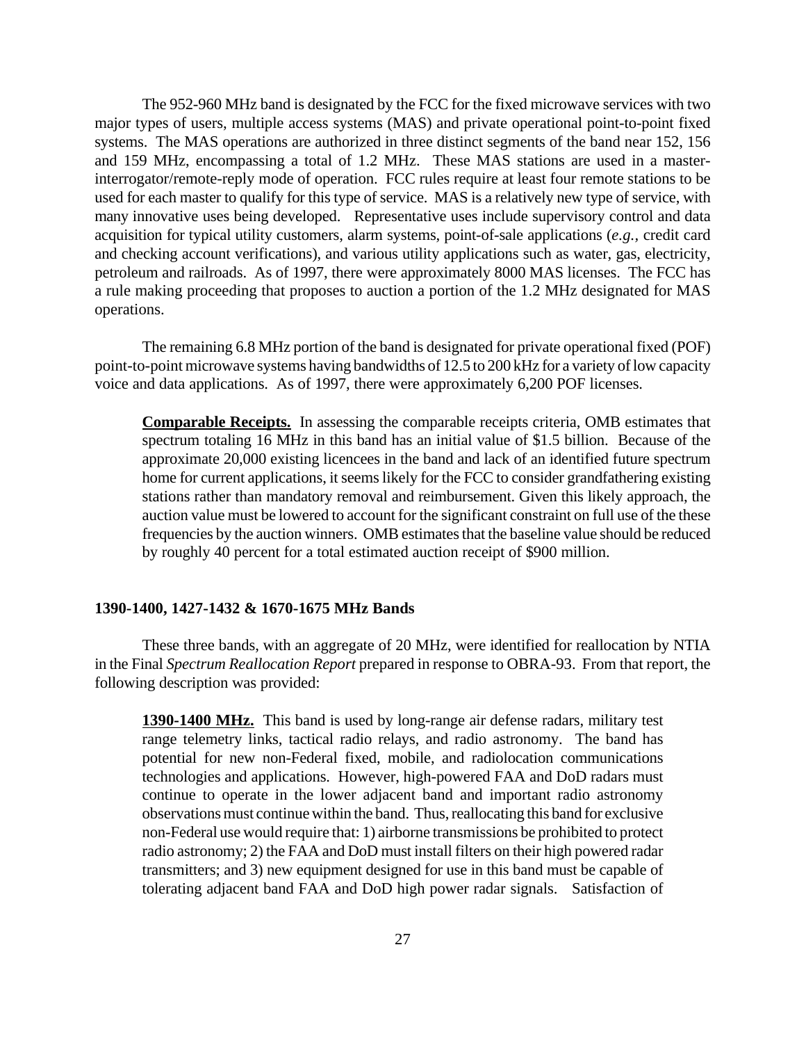The 952-960 MHz band is designated by the FCC for the fixed microwave services with two major types of users, multiple access systems (MAS) and private operational point-to-point fixed systems. The MAS operations are authorized in three distinct segments of the band near 152, 156 and 159 MHz, encompassing a total of 1.2 MHz. These MAS stations are used in a master-interrogator/remote-reply mode of operation. FCC rules require at least four remote stations to be used for each master to qualify for this type of service. MAS is a relatively new type of service, with many innovative uses being developed. Representative uses include supervisory control and data acquisition for typical utility customers, alarm systems, point-of-sale applications (*e.g.*, credit card and checking account verifications), and various utility applications such as water, gas, electricity, petroleum and railroads. As of 1997, there were approximately 8000 MAS licenses. The FCC has a rule making proceeding that proposes to auction a portion of the 1.2 MHz designated for MAS operations.

The remaining 6.8 MHz portion of the band is designated for private operational fixed (POF) point-to-point microwave systems having bandwidths of 12.5 to 200 kHz for a variety of low capacity voice and data applications. As of 1997, there were approximately 6,200 POF licenses.

> **Comparable Receipts.** In assessing the comparable receipts criteria, OMB estimates that spectrum totaling 16 MHz in this band has an initial value of $1.5 billion. Because of the approximate 20,000 existing licencees in the band and lack of an identified future spectrum home for current applications, it seems likely for the FCC to consider grandfathering existing stations rather than mandatory removal and reimbursement. Given this likely approach, the auction value must be lowered to account for the significant constraint on full use of the these frequencies by the auction winners. OMB estimates that the baseline value should be reduced by roughly 40 percent for a total estimated auction receipt of $900 million.

### 1390-1400, 1427-1432 & 1670-1675 MHz Bands

These three bands, with an aggregate of 20 MHz, were identified for reallocation by NTIA in the Final *Spectrum Reallocation Report* prepared in response to OBRA-93. From that report, the following description was provided:

> **1390-1400 MHz.** This band is used by long-range air defense radars, military test range telemetry links, tactical radio relays, and radio astronomy. The band has potential for new non-Federal fixed, mobile, and radiolocation communications technologies and applications. However, high-powered FAA and DoD radars must continue to operate in the lower adjacent band and important radio astronomy observations must continue within the band. Thus, reallocating this band for exclusive non-Federal use would require that: 1) airborne transmissions be prohibited to protect radio astronomy; 2) the FAA and DoD must install filters on their high powered radar transmitters; and 3) new equipment designed for use in this band must be capable of tolerating adjacent band FAA and DoD high power radar signals. Satisfaction of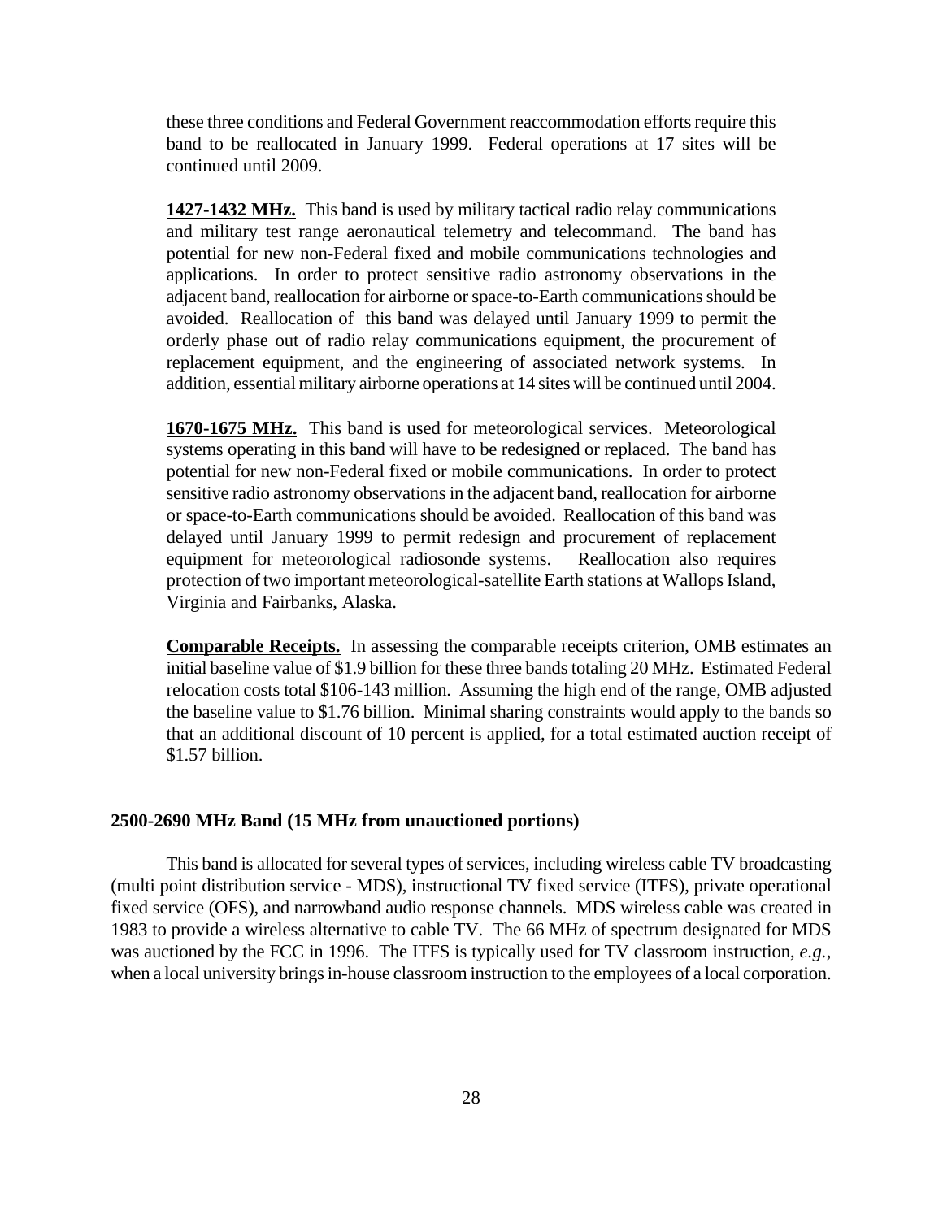these three conditions and Federal Government reaccommodation efforts require this band to be reallocated in January 1999. Federal operations at 17 sites will be continued until 2009.

**1427-1432 MHz.** This band is used by military tactical radio relay communications and military test range aeronautical telemetry and telecommand. The band has potential for new non-Federal fixed and mobile communications technologies and applications. In order to protect sensitive radio astronomy observations in the adjacent band, reallocation for airborne or space-to-Earth communications should be avoided. Reallocation of this band was delayed until January 1999 to permit the orderly phase out of radio relay communications equipment, the procurement of replacement equipment, and the engineering of associated network systems. In addition, essential military airborne operations at 14 sites will be continued until 2004.

**1670-1675 MHz.** This band is used for meteorological services. Meteorological systems operating in this band will have to be redesigned or replaced. The band has potential for new non-Federal fixed or mobile communications. In order to protect sensitive radio astronomy observations in the adjacent band, reallocation for airborne or space-to-Earth communications should be avoided. Reallocation of this band was delayed until January 1999 to permit redesign and procurement of replacement equipment for meteorological radiosonde systems. Reallocation also requires protection of two important meteorological-satellite Earth stations at Wallops Island, Virginia and Fairbanks, Alaska.

**Comparable Receipts.** In assessing the comparable receipts criterion, OMB estimates an initial baseline value of $1.9 billion for these three bands totaling 20 MHz. Estimated Federal relocation costs total $106-143 million. Assuming the high end of the range, OMB adjusted the baseline value to $1.76 billion. Minimal sharing constraints would apply to the bands so that an additional discount of 10 percent is applied, for a total estimated auction receipt of $1.57 billion.

### 2500-2690 MHz Band (15 MHz from unauctioned portions)

This band is allocated for several types of services, including wireless cable TV broadcasting (multi point distribution service - MDS), instructional TV fixed service (ITFS), private operational fixed service (OFS), and narrowband audio response channels. MDS wireless cable was created in 1983 to provide a wireless alternative to cable TV. The 66 MHz of spectrum designated for MDS was auctioned by the FCC in 1996. The ITFS is typically used for TV classroom instruction, *e.g.*, when a local university brings in-house classroom instruction to the employees of a local corporation.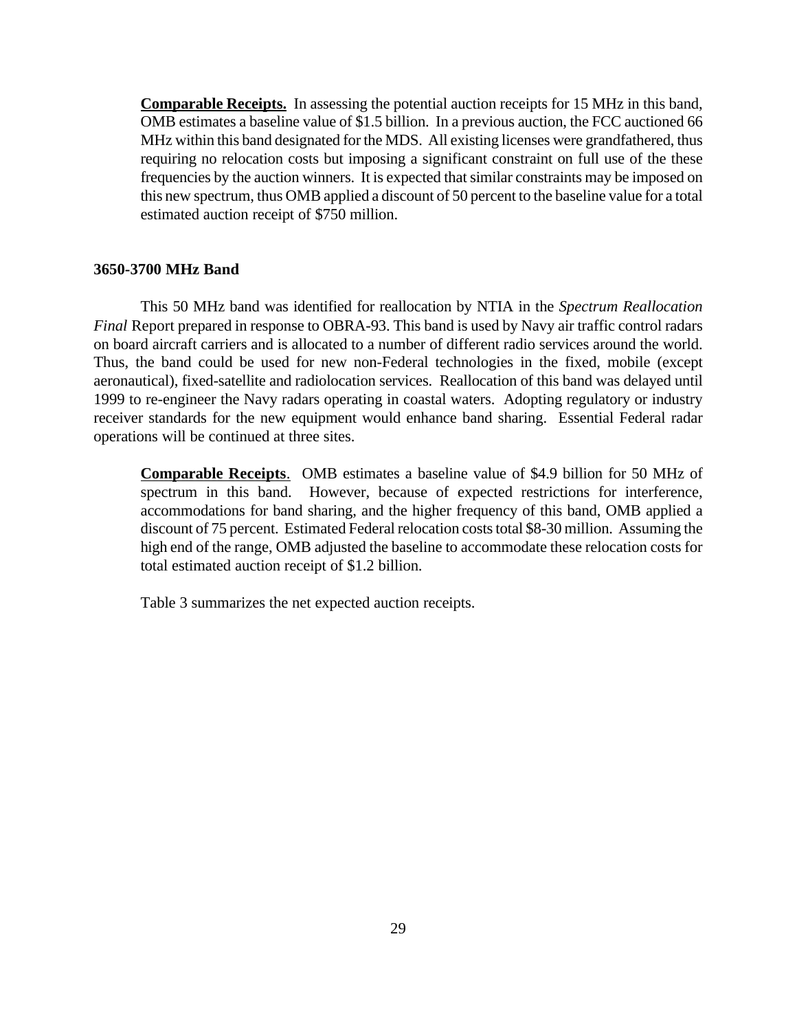**Comparable Receipts.** In assessing the potential auction receipts for 15 MHz in this band, OMB estimates a baseline value of $1.5 billion. In a previous auction, the FCC auctioned 66 MHz within this band designated for the MDS. All existing licenses were grandfathered, thus requiring no relocation costs but imposing a significant constraint on full use of the these frequencies by the auction winners. It is expected that similar constraints may be imposed on this new spectrum, thus OMB applied a discount of 50 percent to the baseline value for a total estimated auction receipt of $750 million.

### 3650-3700 MHz Band

This 50 MHz band was identified for reallocation by NTIA in the *Spectrum Reallocation Final* Report prepared in response to OBRA-93. This band is used by Navy air traffic control radars on board aircraft carriers and is allocated to a number of different radio services around the world. Thus, the band could be used for new non-Federal technologies in the fixed, mobile (except aeronautical), fixed-satellite and radiolocation services. Reallocation of this band was delayed until 1999 to re-engineer the Navy radars operating in coastal waters. Adopting regulatory or industry receiver standards for the new equipment would enhance band sharing. Essential Federal radar operations will be continued at three sites.

**Comparable Receipts**. OMB estimates a baseline value of $4.9 billion for 50 MHz of spectrum in this band. However, because of expected restrictions for interference, accommodations for band sharing, and the higher frequency of this band, OMB applied a discount of 75 percent. Estimated Federal relocation costs total $8-30 million. Assuming the high end of the range, OMB adjusted the baseline to accommodate these relocation costs for total estimated auction receipt of $1.2 billion.

Table 3 summarizes the net expected auction receipts.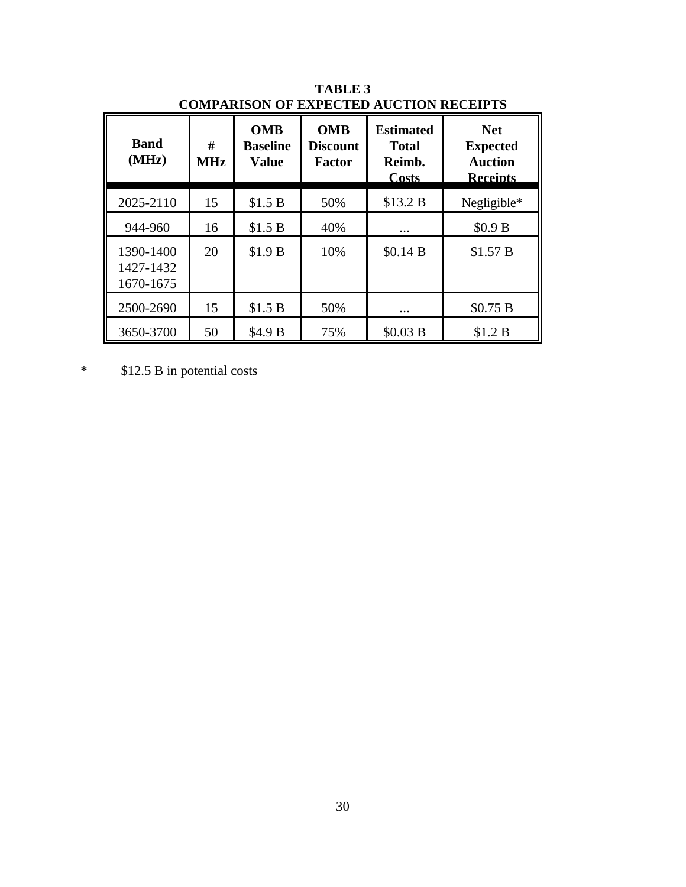**TABLE 3**
**COMPARISON OF EXPECTED AUCTION RECEIPTS**

| Band (MHz) | # MHz | OMB Baseline Value | OMB Discount Factor | Estimated Total Reimb. Costs | Net Expected Auction Receipts |
|---|---|---|---|---|---|
| 2025-2110 | 15 | $1.5 B | 50% | $13.2 B | Negligible* |
| 944-960 | 16 | $1.5 B | 40% | ... | $0.9 B |
| 1390-1400<br>1427-1432<br>1670-1675 | 20 | $1.9 B | 10% | $0.14 B | $1.57 B |
| 2500-2690 | 15 | $1.5 B | 50% | ... | $0.75 B |
| 3650-3700 | 50 | $4.9 B | 75% | $0.03 B | $1.2 B |

\* $12.5 B in potential costs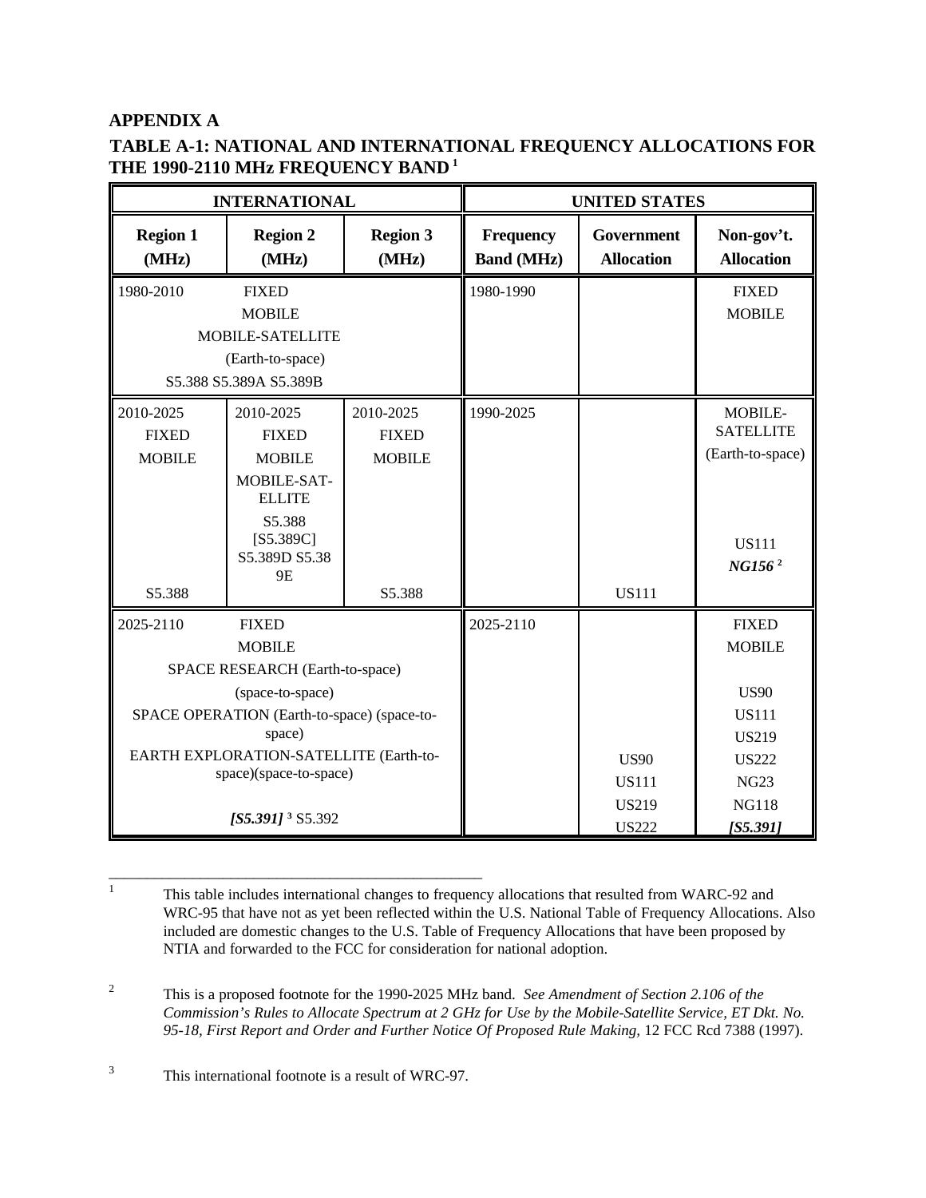## APPENDIX A

### TABLE A-1: NATIONAL AND INTERNATIONAL FREQUENCY ALLOCATIONS FOR THE 1990-2110 MHz FREQUENCY BAND [1]

| INTERNATIONAL | | | UNITED STATES | | |
|---|---|---|---|---|---|
| **Region 1 (MHz)** | **Region 2 (MHz)** | **Region 3 (MHz)** | **Frequency Band (MHz)** | **Government Allocation** | **Non-gov't. Allocation** |
| 1980-2010 FIXED MOBILE MOBILE-SATELLITE (Earth-to-space) S5.388 S5.389A S5.389B | | | 1980-1990 | | FIXED MOBILE |
| 2010-2025 FIXED MOBILE S5.388 | 2010-2025 FIXED MOBILE MOBILE-SATELLITE S5.388 [S5.389C] S5.389D S5.389E | 2010-2025 FIXED MOBILE S5.388 | 1990-2025 | US111 | MOBILE-SATELLITE (Earth-to-space) US111 ***NG156*** [2] |
| 2025-2110 FIXED MOBILE SPACE RESEARCH (Earth-to-space) (space-to-space) SPACE OPERATION (Earth-to-space) (space-to-space) EARTH EXPLORATION-SATELLITE (Earth-to-space)(space-to-space) ***[S5.391]*** [3] S5.392 | | | 2025-2110 | US90 US111 US219 US222 | FIXED MOBILE US90 US111 US219 US222 NG23 NG118 ***[S5.391]*** |

---

[1] This table includes international changes to frequency allocations that resulted from WARC-92 and WRC-95 that have not as yet been reflected within the U.S. National Table of Frequency Allocations. Also included are domestic changes to the U.S. Table of Frequency Allocations that have been proposed by NTIA and forwarded to the FCC for consideration for national adoption.

[2] This is a proposed footnote for the 1990-2025 MHz band. *See Amendment of Section 2.106 of the Commission's Rules to Allocate Spectrum at 2 GHz for Use by the Mobile-Satellite Service, ET Dkt. No. 95-18, First Report and Order and Further Notice Of Proposed Rule Making,* 12 FCC Rcd 7388 (1997).

[3] This international footnote is a result of WRC-97.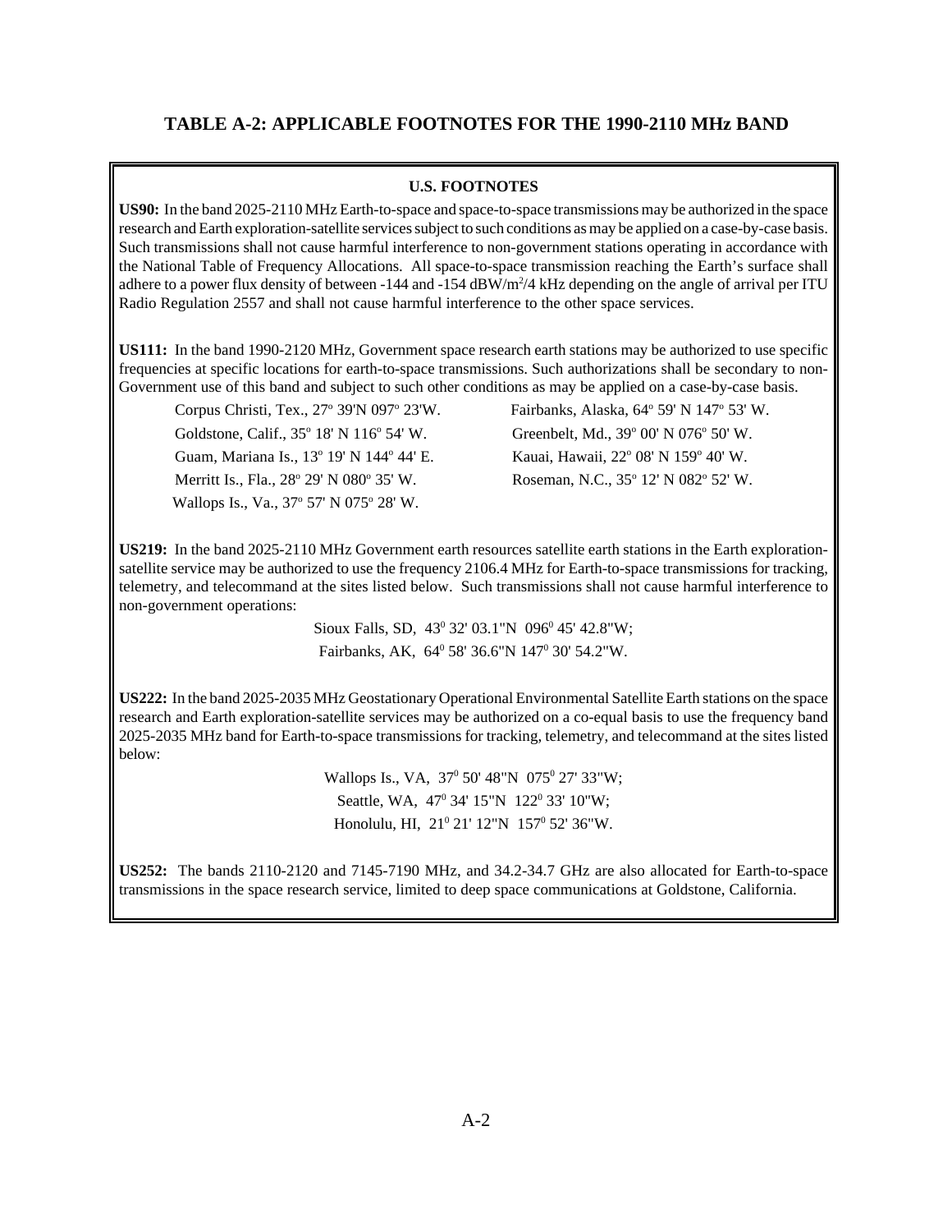## TABLE A-2: APPLICABLE FOOTNOTES FOR THE 1990-2110 MHz BAND

**U.S. FOOTNOTES**

**US90:** In the band 2025-2110 MHz Earth-to-space and space-to-space transmissions may be authorized in the space research and Earth exploration-satellite services subject to such conditions as may be applied on a case-by-case basis. Such transmissions shall not cause harmful interference to non-government stations operating in accordance with the National Table of Frequency Allocations. All space-to-space transmission reaching the Earth's surface shall adhere to a power flux density of between -144 and -154 dBW/m$^2$/4 kHz depending on the angle of arrival per ITU Radio Regulation 2557 and shall not cause harmful interference to the other space services.

**US111:** In the band 1990-2120 MHz, Government space research earth stations may be authorized to use specific frequencies at specific locations for earth-to-space transmissions. Such authorizations shall be secondary to non-Government use of this band and subject to such other conditions as may be applied on a case-by-case basis.

Corpus Christi, Tex., 27° 39'N 097° 23'W.
Fairbanks, Alaska, 64° 59' N 147° 53' W.
Goldstone, Calif., 35° 18' N 116° 54' W.
Greenbelt, Md., 39° 00' N 076° 50' W.
Guam, Mariana Is., 13° 19' N 144° 44' E.
Kauai, Hawaii, 22° 08' N 159° 40' W.
Merritt Is., Fla., 28° 29' N 080° 35' W.
Roseman, N.C., 35° 12' N 082° 52' W.
Wallops Is., Va., 37° 57' N 075° 28' W.

**US219:** In the band 2025-2110 MHz Government earth resources satellite earth stations in the Earth exploration-satellite service may be authorized to use the frequency 2106.4 MHz for Earth-to-space transmissions for tracking, telemetry, and telecommand at the sites listed below. Such transmissions shall not cause harmful interference to non-government operations:

Sioux Falls, SD, 43° 32' 03.1"N 096° 45' 42.8"W;
Fairbanks, AK, 64° 58' 36.6"N 147° 30' 54.2"W.

**US222:** In the band 2025-2035 MHz Geostationary Operational Environmental Satellite Earth stations on the space research and Earth exploration-satellite services may be authorized on a co-equal basis to use the frequency band 2025-2035 MHz band for Earth-to-space transmissions for tracking, telemetry, and telecommand at the sites listed below:

Wallops Is., VA, 37° 50' 48"N 075° 27' 33"W;
Seattle, WA, 47° 34' 15"N 122° 33' 10"W;
Honolulu, HI, 21° 21' 12"N 157° 52' 36"W.

**US252:** The bands 2110-2120 and 7145-7190 MHz, and 34.2-34.7 GHz are also allocated for Earth-to-space transmissions in the space research service, limited to deep space communications at Goldstone, California.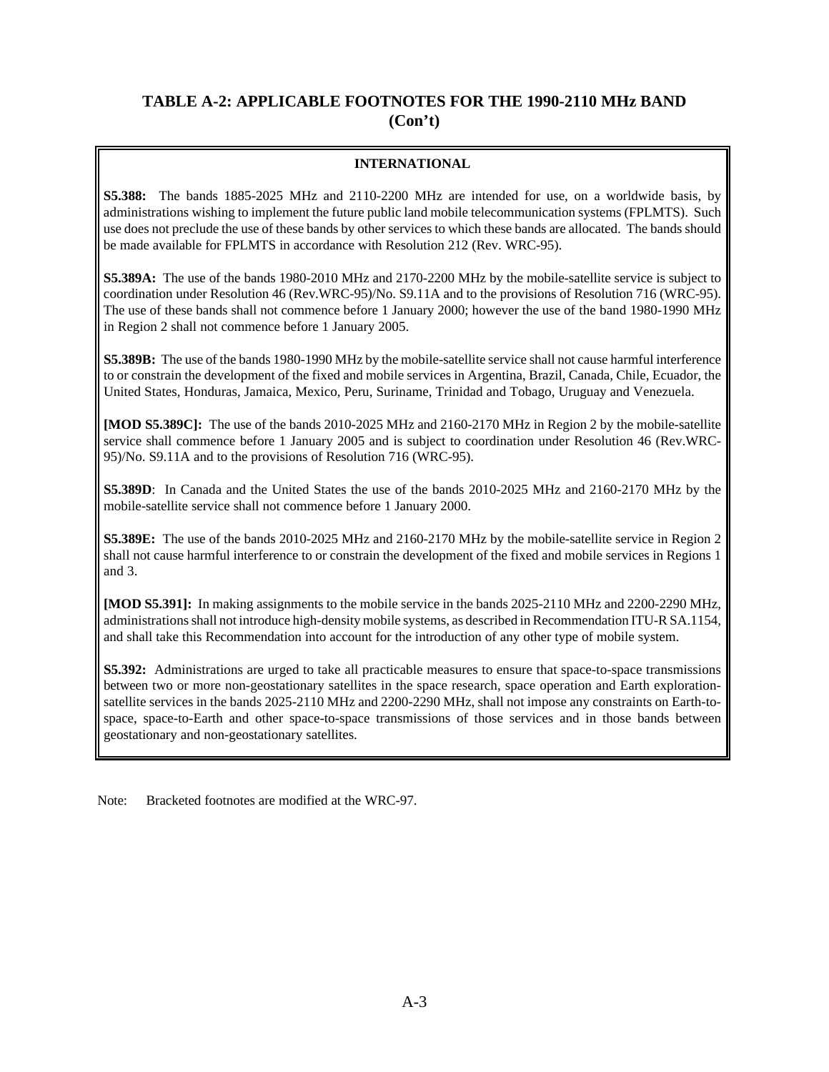## TABLE A-2: APPLICABLE FOOTNOTES FOR THE 1990-2110 MHz BAND (Con't)

### INTERNATIONAL

**S5.388:** The bands 1885-2025 MHz and 2110-2200 MHz are intended for use, on a worldwide basis, by administrations wishing to implement the future public land mobile telecommunication systems (FPLMTS). Such use does not preclude the use of these bands by other services to which these bands are allocated. The bands should be made available for FPLMTS in accordance with Resolution 212 (Rev. WRC-95).

**S5.389A:** The use of the bands 1980-2010 MHz and 2170-2200 MHz by the mobile-satellite service is subject to coordination under Resolution 46 (Rev.WRC-95)/No. S9.11A and to the provisions of Resolution 716 (WRC-95). The use of these bands shall not commence before 1 January 2000; however the use of the band 1980-1990 MHz in Region 2 shall not commence before 1 January 2005.

**S5.389B:** The use of the bands 1980-1990 MHz by the mobile-satellite service shall not cause harmful interference to or constrain the development of the fixed and mobile services in Argentina, Brazil, Canada, Chile, Ecuador, the United States, Honduras, Jamaica, Mexico, Peru, Suriname, Trinidad and Tobago, Uruguay and Venezuela.

**[MOD S5.389C]:** The use of the bands 2010-2025 MHz and 2160-2170 MHz in Region 2 by the mobile-satellite service shall commence before 1 January 2005 and is subject to coordination under Resolution 46 (Rev.WRC-95)/No. S9.11A and to the provisions of Resolution 716 (WRC-95).

**S5.389D**: In Canada and the United States the use of the bands 2010-2025 MHz and 2160-2170 MHz by the mobile-satellite service shall not commence before 1 January 2000.

**S5.389E:** The use of the bands 2010-2025 MHz and 2160-2170 MHz by the mobile-satellite service in Region 2 shall not cause harmful interference to or constrain the development of the fixed and mobile services in Regions 1 and 3.

**[MOD S5.391]:** In making assignments to the mobile service in the bands 2025-2110 MHz and 2200-2290 MHz, administrations shall not introduce high-density mobile systems, as described in Recommendation ITU-R SA.1154, and shall take this Recommendation into account for the introduction of any other type of mobile system.

**S5.392:** Administrations are urged to take all practicable measures to ensure that space-to-space transmissions between two or more non-geostationary satellites in the space research, space operation and Earth exploration-satellite services in the bands 2025-2110 MHz and 2200-2290 MHz, shall not impose any constraints on Earth-to-space, space-to-Earth and other space-to-space transmissions of those services and in those bands between geostationary and non-geostationary satellites.

Note: Bracketed footnotes are modified at the WRC-97.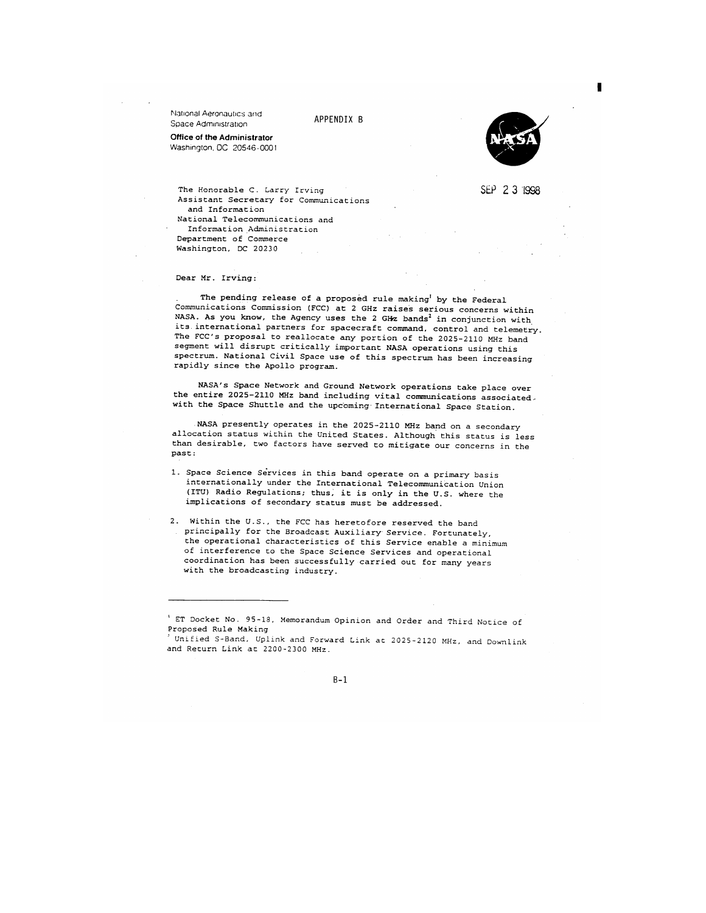National Aeronautics and Space Administration

**Office of the Administrator**
Washington, DC 20546-0001

APPENDIX B

SEP 23 1998

The Honorable C. Larry Irving
Assistant Secretary for Communications
and Information
National Telecommunications and
Information Administration
Department of Commerce
Washington, DC 20230

Dear Mr. Irving:

The pending release of a proposed rule making[1] by the Federal Communications Commission (FCC) at 2 GHz raises serious concerns within NASA. As you know, the Agency uses the 2 GHz bands[2] in conjunction with its international partners for spacecraft command, control and telemetry. The FCC's proposal to reallocate any portion of the 2025-2110 MHz band segment will disrupt critically important NASA operations using this spectrum. National Civil Space use of this spectrum has been increasing rapidly since the Apollo program.

NASA's Space Network and Ground Network operations take place over the entire 2025-2110 MHz band including vital communications associated with the Space Shuttle and the upcoming International Space Station.

NASA presently operates in the 2025-2110 MHz band on a secondary allocation status within the United States. Although this status is less than desirable, two factors have served to mitigate our concerns in the past:

1. Space Science Services in this band operate on a primary basis internationally under the International Telecommunication Union (ITU) Radio Regulations; thus, it is only in the U.S. where the implications of secondary status must be addressed.

2. Within the U.S., the FCC has heretofore reserved the band principally for the Broadcast Auxiliary Service. Fortunately, the operational characteristics of this Service enable a minimum of interference to the Space Science Services and operational coordination has been successfully carried out for many years with the broadcasting industry.

---

[1] ET Docket No. 95-18, Memorandum Opinion and Order and Third Notice of Proposed Rule Making

[2] Unified S-Band, Uplink and Forward Link at 2025-2120 MHz, and Downlink and Return Link at 2200-2300 MHz.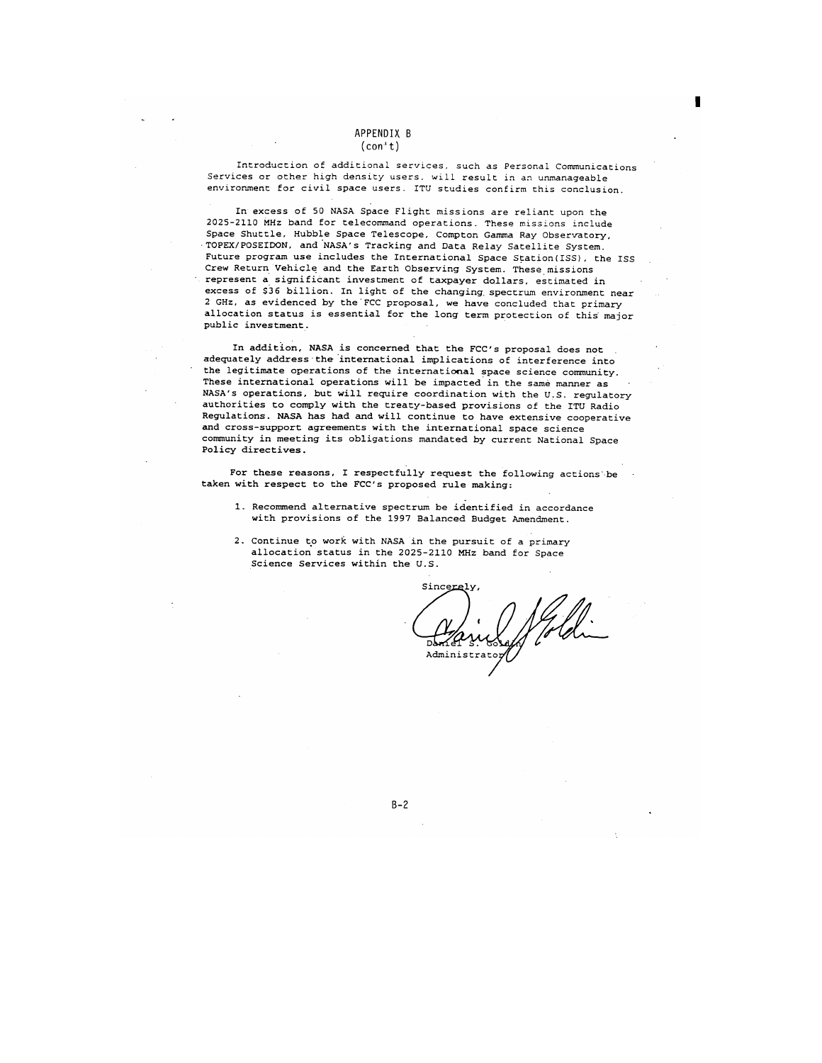# APPENDIX B
(con't)

Introduction of additional services, such as Personal Communications Services or other high density users, will result in an unmanageable environment for civil space users. ITU studies confirm this conclusion.

In excess of 50 NASA Space Flight missions are reliant upon the 2025-2110 MHz band for telecommand operations. These missions include Space Shuttle, Hubble Space Telescope, Compton Gamma Ray Observatory, TOPEX/POSEIDON, and NASA's Tracking and Data Relay Satellite System. Future program use includes the International Space Station(ISS), the ISS Crew Return Vehicle and the Earth Observing System. These missions represent a significant investment of taxpayer dollars, estimated in excess of $36 billion. In light of the changing spectrum environment near 2 GHz, as evidenced by the FCC proposal, we have concluded that primary allocation status is essential for the long term protection of this major public investment.

In addition, NASA is concerned that the FCC's proposal does not adequately address the international implications of interference into the legitimate operations of the international space science community. These international operations will be impacted in the same manner as NASA's operations, but will require coordination with the U.S. regulatory authorities to comply with the treaty-based provisions of the ITU Radio Regulations. NASA has had and will continue to have extensive cooperative and cross-support agreements with the international space science community in meeting its obligations mandated by current National Space Policy directives.

For these reasons, I respectfully request the following actions be taken with respect to the FCC's proposed rule making:

1. Recommend alternative spectrum be identified in accordance with provisions of the 1997 Balanced Budget Amendment.

2. Continue to work with NASA in the pursuit of a primary allocation status in the 2025-2110 MHz band for Space Science Services within the U.S.

Sincerely,

Daniel S. Goldin
Administrator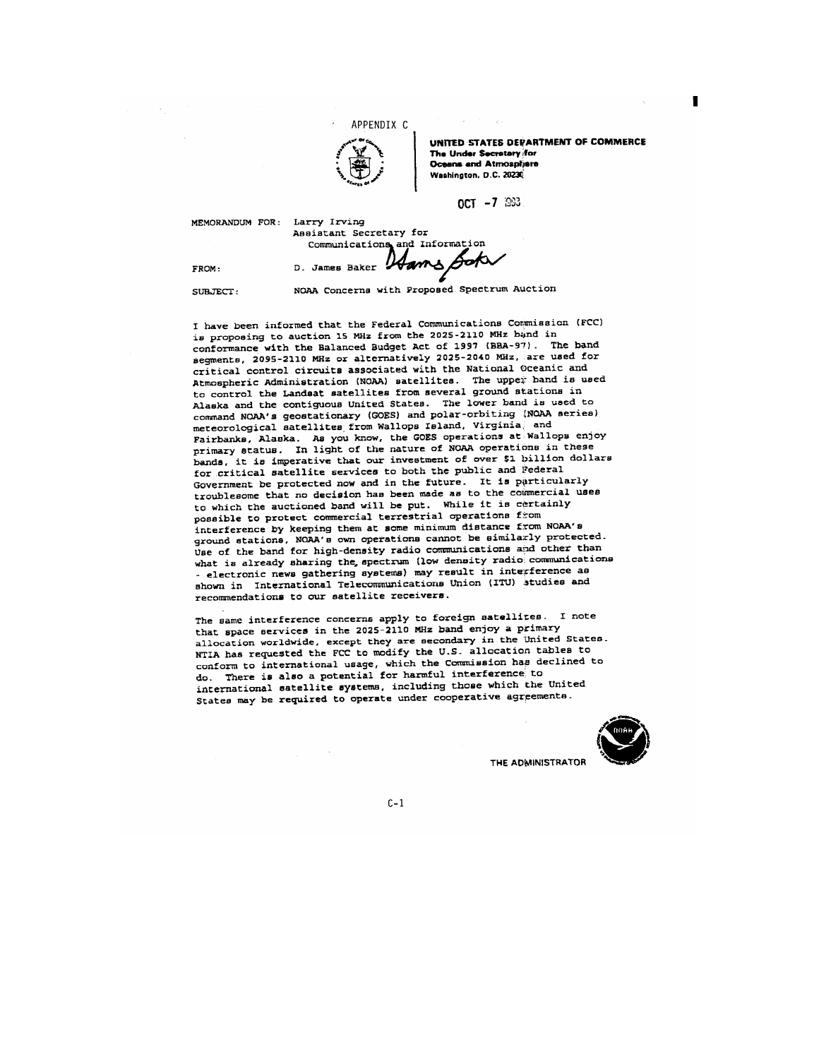APPENDIX C

**UNITED STATES DEPARTMENT OF COMMERCE**
**The Under Secretary for Oceans and Atmosphere**
**Washington, D.C. 20230**

OCT -7 1993

MEMORANDUM FOR: Larry Irving
Assistant Secretary for Communications and Information

FROM: D. James Baker

SUBJECT: NOAA Concerns with Proposed Spectrum Auction

I have been informed that the Federal Communications Commission (FCC) is proposing to auction 15 MHz from the 2025-2110 MHz band in conformance with the Balanced Budget Act of 1997 (BBA-97). The band segments, 2095-2110 MHz or alternatively 2025-2040 MHz, are used for critical control circuits associated with the National Oceanic and Atmospheric Administration (NOAA) satellites. The upper band is used to control the Landsat satellites from several ground stations in Alaska and the contiguous United States. The lower band is used to command NOAA's geostationary (GOES) and polar-orbiting (NOAA series) meteorological satellites from Wallops Island, Virginia, and Fairbanks, Alaska. As you know, the GOES operations at Wallops enjoy primary status. In light of the nature of NOAA operations in these bands, it is imperative that our investment of over $1 billion dollars for critical satellite services to both the public and Federal Government be protected now and in the future. It is particularly troublesome that no decision has been made as to the commercial uses to which the auctioned band will be put. While it is certainly possible to protect commercial terrestrial operations from interference by keeping them at some minimum distance from NOAA's ground stations, NOAA's own operations cannot be similarly protected. Use of the band for high-density radio communications and other than what is already sharing the spectrum (low density radio communications - electronic news gathering systems) may result in interference as shown in International Telecommunications Union (ITU) studies and recommendations to our satellite receivers.

The same interference concerns apply to foreign satellites. I note that space services in the 2025-2110 MHz band enjoy a primary allocation worldwide, except they are secondary in the United States. NTIA has requested the FCC to modify the U.S. allocation tables to conform to international usage, which the Commission has declined to do. There is also a potential for harmful interference to international satellite systems, including those which the United States may be required to operate under cooperative agreements.

THE ADMINISTRATOR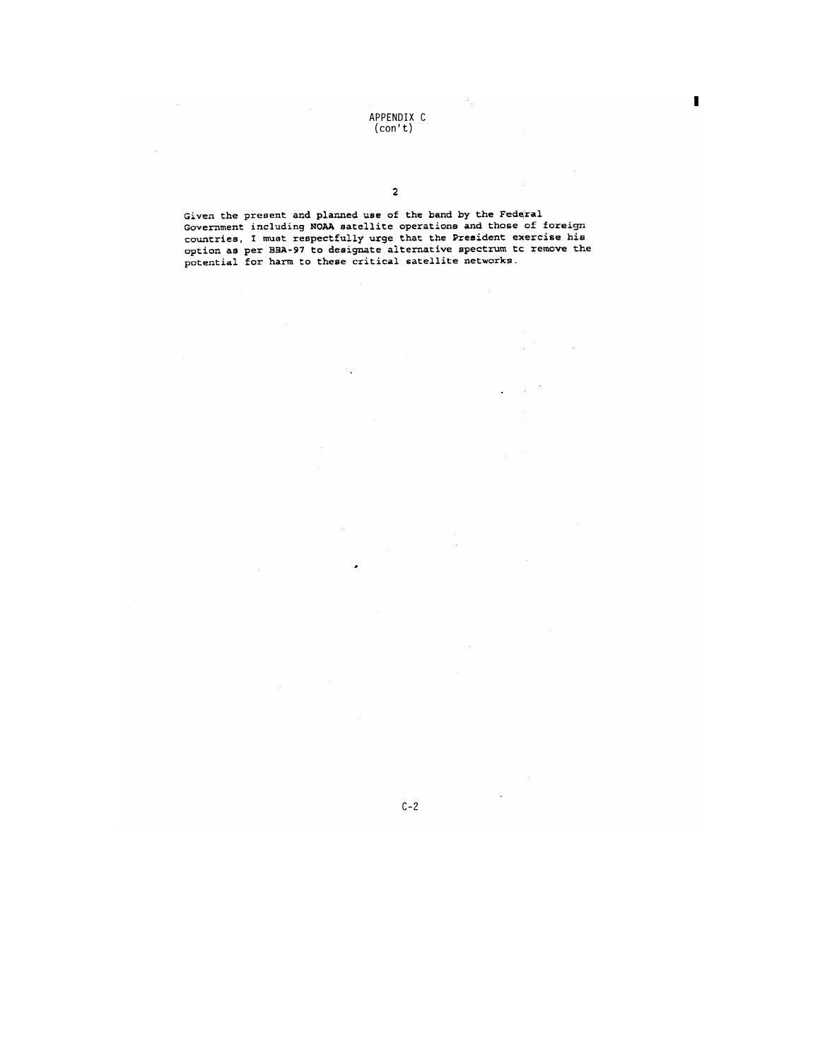APPENDIX C
(con't)

2

Given the present and planned use of the band by the Federal Government including NOAA satellite operations and those of foreign countries, I must respectfully urge that the President exercise his option as per BBA-97 to designate alternative spectrum tc remove the potential for harm to these critical satellite networks.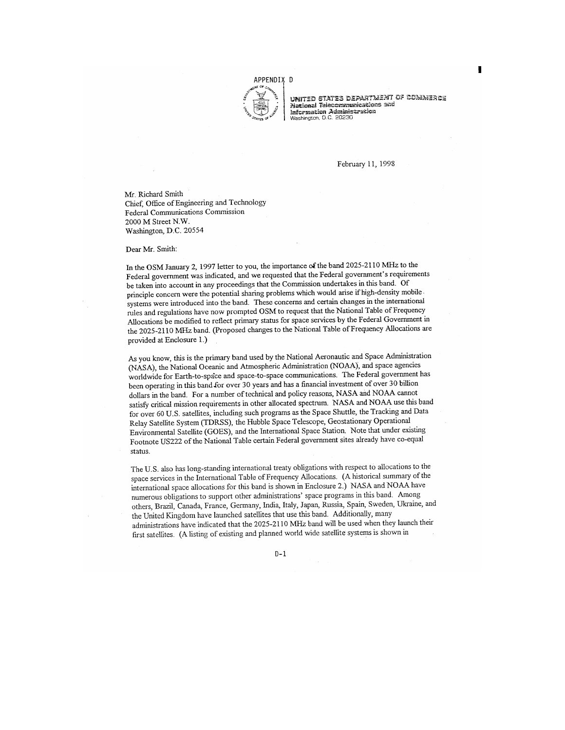# APPENDIX D

**UNITED STATES DEPARTMENT OF COMMERCE**
**National Telecommunications and Information Administration**
Washington, D.C. 20230

February 11, 1998

Mr. Richard Smith
Chief, Office of Engineering and Technology
Federal Communications Commission
2000 M Street N.W.
Washington, D.C. 20554

Dear Mr. Smith:

In the OSM January 2, 1997 letter to you, the importance of the band 2025-2110 MHz to the Federal government was indicated, and we requested that the Federal government's requirements be taken into account in any proceedings that the Commission undertakes in this band. Of principle concern were the potential sharing problems which would arise if high-density mobile systems were introduced into the band. These concerns and certain changes in the international rules and regulations have now prompted OSM to request that the National Table of Frequency Allocations be modified to reflect primary status for space services by the Federal Government in the 2025-2110 MHz band. (Proposed changes to the National Table of Frequency Allocations are provided at Enclosure 1.)

As you know, this is the primary band used by the National Aeronautic and Space Administration (NASA), the National Oceanic and Atmospheric Administration (NOAA), and space agencies worldwide for Earth-to-space and space-to-space communications. The Federal government has been operating in this band for over 30 years and has a financial investment of over 30 billion dollars in the band. For a number of technical and policy reasons, NASA and NOAA cannot satisfy critical mission requirements in other allocated spectrum. NASA and NOAA use this band for over 60 U.S. satellites, including such programs as the Space Shuttle, the Tracking and Data Relay Satellite System (TDRSS), the Hubble Space Telescope, Geostationary Operational Environmental Satellite (GOES), and the International Space Station. Note that under existing Footnote US222 of the National Table certain Federal government sites already have co-equal status.

The U.S. also has long-standing international treaty obligations with respect to allocations to the space services in the International Table of Frequency Allocations. (A historical summary of the international space allocations for this band is shown in Enclosure 2.) NASA and NOAA have numerous obligations to support other administrations' space programs in this band. Among others, Brazil, Canada, France, Germany, India, Italy, Japan, Russia, Spain, Sweden, Ukraine, and the United Kingdom have launched satellites that use this band. Additionally, many administrations have indicated that the 2025-2110 MHz band will be used when they launch their first satellites. (A listing of existing and planned world wide satellite systems is shown in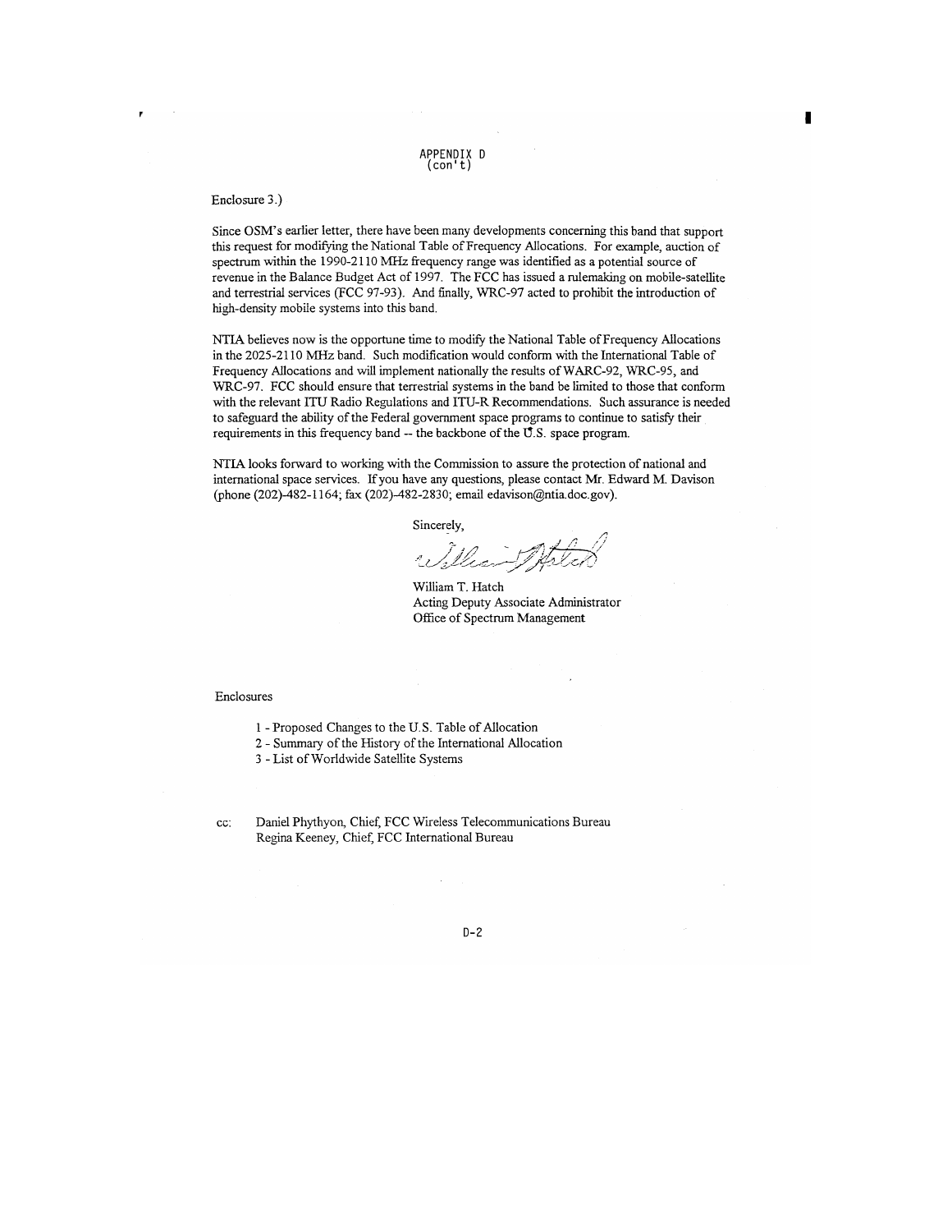APPENDIX D
(con't)

Enclosure 3.)

Since OSM's earlier letter, there have been many developments concerning this band that support this request for modifying the National Table of Frequency Allocations. For example, auction of spectrum within the 1990-2110 MHz frequency range was identified as a potential source of revenue in the Balance Budget Act of 1997. The FCC has issued a rulemaking on mobile-satellite and terrestrial services (FCC 97-93). And finally, WRC-97 acted to prohibit the introduction of high-density mobile systems into this band.

NTIA believes now is the opportune time to modify the National Table of Frequency Allocations in the 2025-2110 MHz band. Such modification would conform with the International Table of Frequency Allocations and will implement nationally the results of WARC-92, WRC-95, and WRC-97. FCC should ensure that terrestrial systems in the band be limited to those that conform with the relevant ITU Radio Regulations and ITU-R Recommendations. Such assurance is needed to safeguard the ability of the Federal government space programs to continue to satisfy their requirements in this frequency band -- the backbone of the U.S. space program.

NTIA looks forward to working with the Commission to assure the protection of national and international space services. If you have any questions, please contact Mr. Edward M. Davison (phone (202)-482-1164; fax (202)-482-2830; email edavison@ntia.doc.gov).

Sincerely,

William T. Hatch
Acting Deputy Associate Administrator
Office of Spectrum Management

Enclosures

1 - Proposed Changes to the U.S. Table of Allocation
2 - Summary of the History of the International Allocation
3 - List of Worldwide Satellite Systems

cc: Daniel Phythyon, Chief, FCC Wireless Telecommunications Bureau
Regina Keeney, Chief, FCC International Bureau